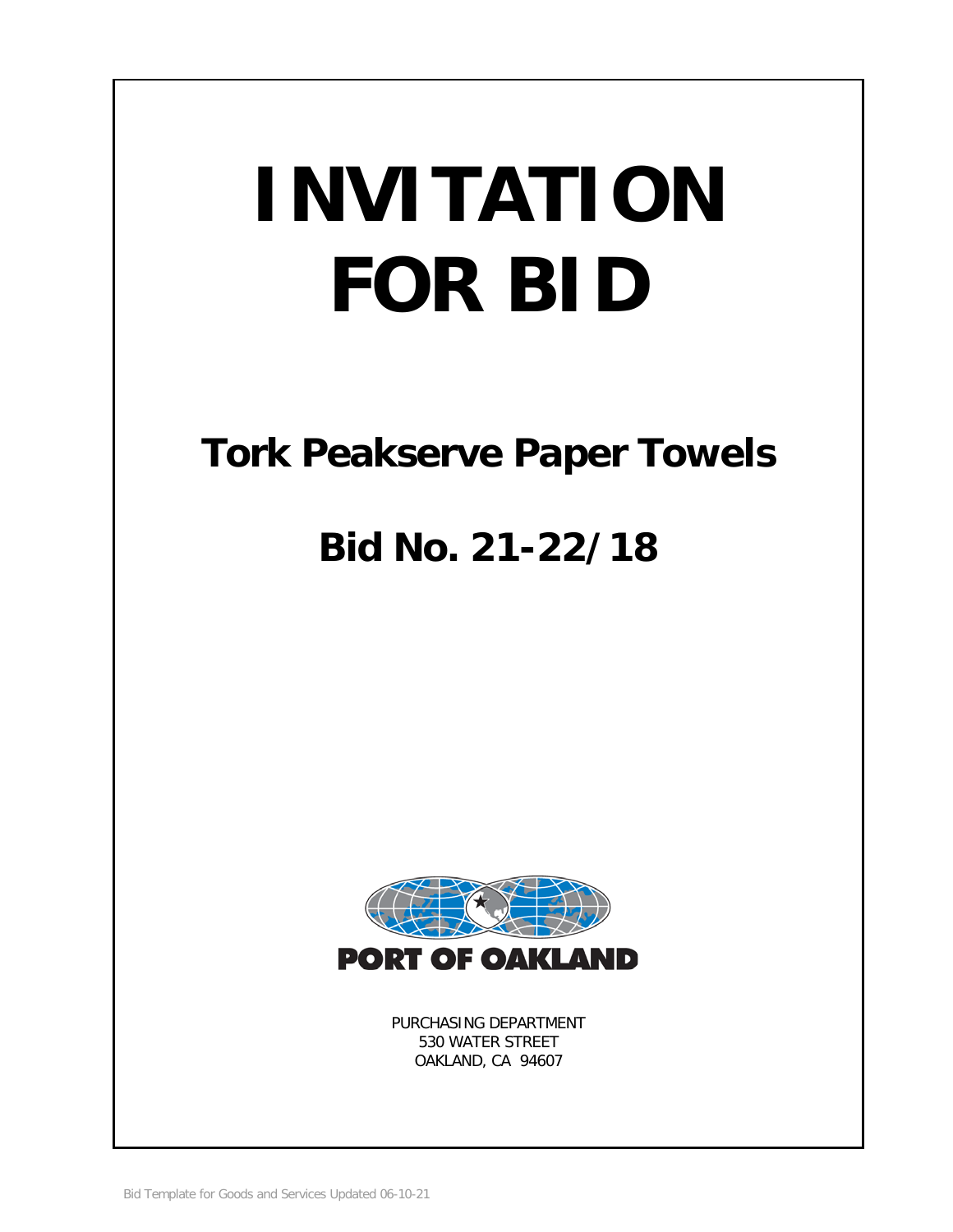# INVITATION FOR BID

## Tork Peakserve Paper Towels

## Bid No. 21-22/18

PORT OF OAKLAND

PURCHASING DEPARTMENT
530 WATER STREET
OAKLAND, CA 94607

Bid Template for Goods and Services Updated 06-10-21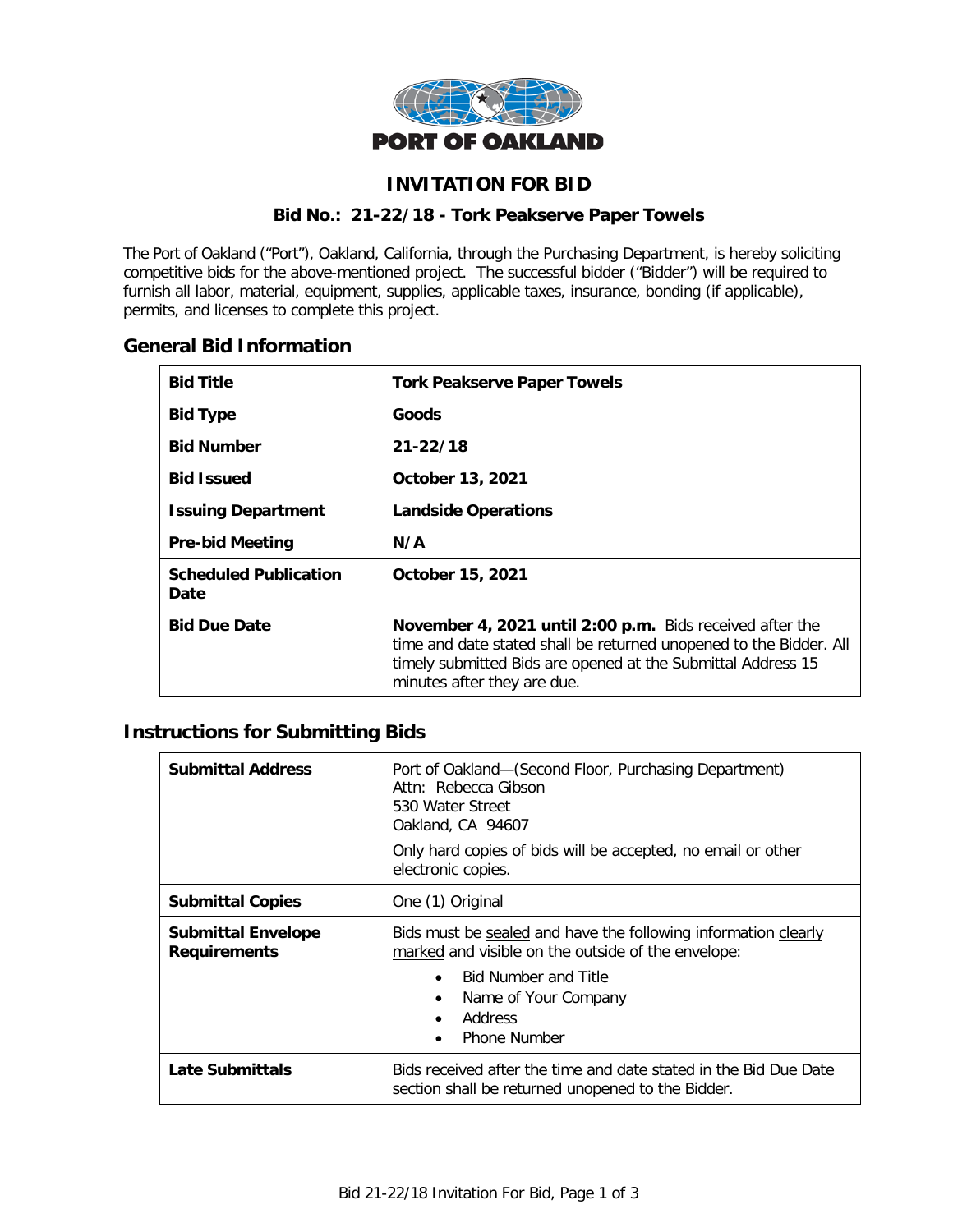PORT OF OAKLAND

# INVITATION FOR BID

## Bid No.: 21-22/18 - Tork Peakserve Paper Towels

The Port of Oakland ("Port"), Oakland, California, through the Purchasing Department, is hereby soliciting competitive bids for the above-mentioned project. The successful bidder ("Bidder") will be required to furnish all labor, material, equipment, supplies, applicable taxes, insurance, bonding (if applicable), permits, and licenses to complete this project.

## General Bid Information

| **Bid Title** | **Tork Peakserve Paper Towels** |
|---|---|
| **Bid Type** | **Goods** |
| **Bid Number** | **21-22/18** |
| **Bid Issued** | **October 13, 2021** |
| **Issuing Department** | **Landside Operations** |
| **Pre-bid Meeting** | **N/A** |
| **Scheduled Publication Date** | **October 15, 2021** |
| **Bid Due Date** | **November 4, 2021 until 2:00 p.m.** Bids received after the time and date stated shall be returned unopened to the Bidder. All timely submitted Bids are opened at the Submittal Address 15 minutes after they are due. |

## Instructions for Submitting Bids

| **Submittal Address** | Port of Oakland—(Second Floor, Purchasing Department)<br>Attn: Rebecca Gibson<br>530 Water Street<br>Oakland, CA 94607<br><br>Only hard copies of bids will be accepted, no email or other electronic copies. |
|---|---|
| **Submittal Copies** | One (1) Original |
| **Submittal Envelope Requirements** | Bids must be sealed and have the following information clearly marked and visible on the outside of the envelope:<br>• Bid Number and Title<br>• Name of Your Company<br>• Address<br>• Phone Number |
| **Late Submittals** | Bids received after the time and date stated in the Bid Due Date section shall be returned unopened to the Bidder. |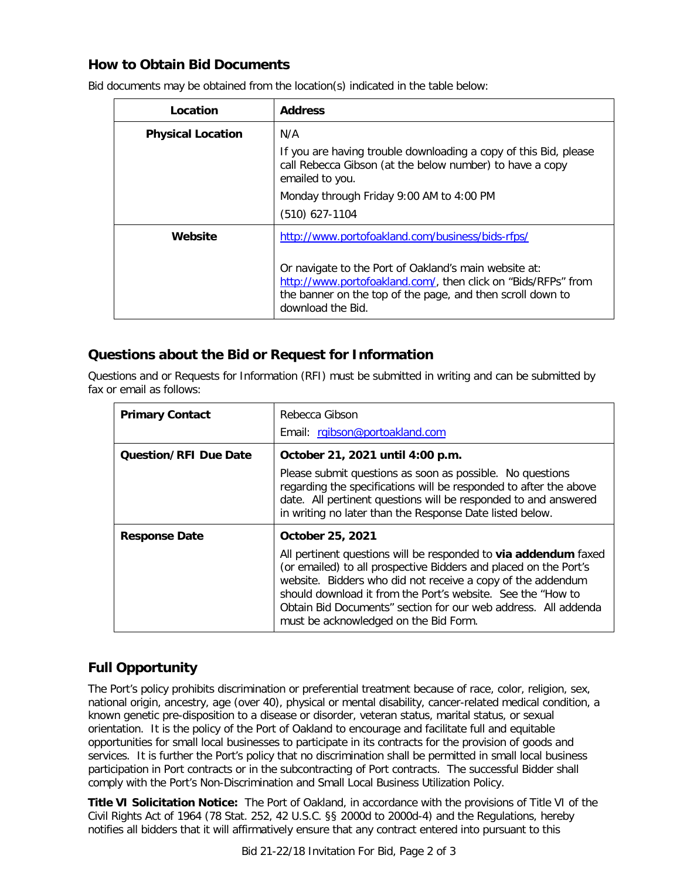## How to Obtain Bid Documents

Bid documents may be obtained from the location(s) indicated in the table below:

| Location | Address |
|---|---|
| **Physical Location** | N/A<br>If you are having trouble downloading a copy of this Bid, please call Rebecca Gibson (at the below number) to have a copy emailed to you.<br>Monday through Friday 9:00 AM to 4:00 PM<br>(510) 627-1104 |
| **Website** | http://www.portofoakland.com/business/bids-rfps/<br><br>Or navigate to the Port of Oakland's main website at: http://www.portofoakland.com/, then click on "Bids/RFPs" from the banner on the top of the page, and then scroll down to download the Bid. |

## Questions about the Bid or Request for Information

Questions and or Requests for Information (RFI) must be submitted in writing and can be submitted by fax or email as follows:

| | |
|---|---|
| **Primary Contact** | Rebecca Gibson<br>Email: rgibson@portoakland.com |
| **Question/RFI Due Date** | **October 21, 2021 until 4:00 p.m.**<br>Please submit questions as soon as possible. No questions regarding the specifications will be responded to after the above date. All pertinent questions will be responded to and answered in writing no later than the Response Date listed below. |
| **Response Date** | **October 25, 2021**<br>All pertinent questions will be responded to **via addendum** faxed (or emailed) to all prospective Bidders and placed on the Port's website. Bidders who did not receive a copy of the addendum should download it from the Port's website. See the "How to Obtain Bid Documents" section for our web address. All addenda must be acknowledged on the Bid Form. |

## Full Opportunity

The Port's policy prohibits discrimination or preferential treatment because of race, color, religion, sex, national origin, ancestry, age (over 40), physical or mental disability, cancer-related medical condition, a known genetic pre-disposition to a disease or disorder, veteran status, marital status, or sexual orientation. It is the policy of the Port of Oakland to encourage and facilitate full and equitable opportunities for small local businesses to participate in its contracts for the provision of goods and services. It is further the Port's policy that no discrimination shall be permitted in small local business participation in Port contracts or in the subcontracting of Port contracts. The successful Bidder shall comply with the Port's Non-Discrimination and Small Local Business Utilization Policy.

**Title VI Solicitation Notice:** The Port of Oakland, in accordance with the provisions of Title VI of the Civil Rights Act of 1964 (78 Stat. 252, 42 U.S.C. §§ 2000d to 2000d-4) and the Regulations, hereby notifies all bidders that it will affirmatively ensure that any contract entered into pursuant to this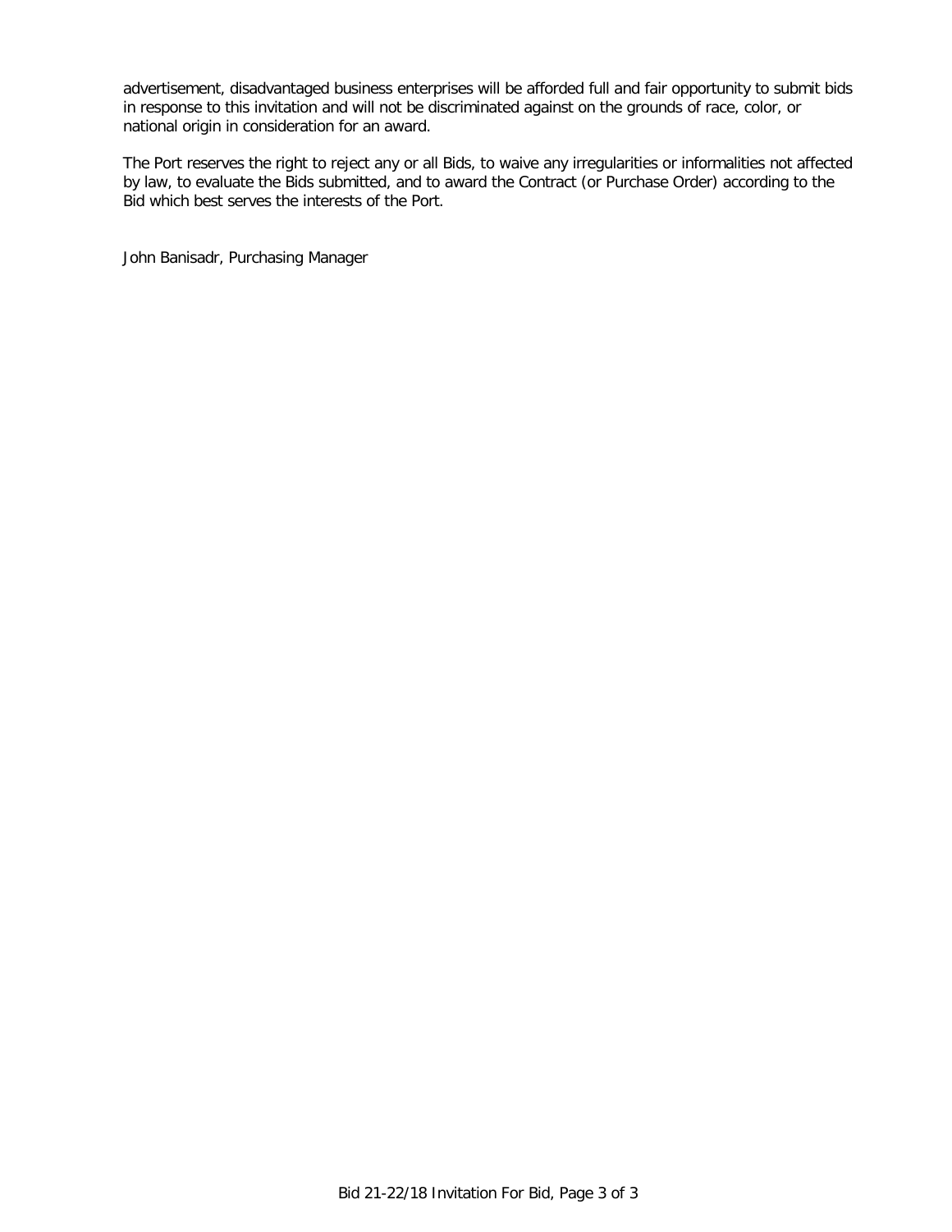advertisement, disadvantaged business enterprises will be afforded full and fair opportunity to submit bids in response to this invitation and will not be discriminated against on the grounds of race, color, or national origin in consideration for an award.

The Port reserves the right to reject any or all Bids, to waive any irregularities or informalities not affected by law, to evaluate the Bids submitted, and to award the Contract (or Purchase Order) according to the Bid which best serves the interests of the Port.

John Banisadr, Purchasing Manager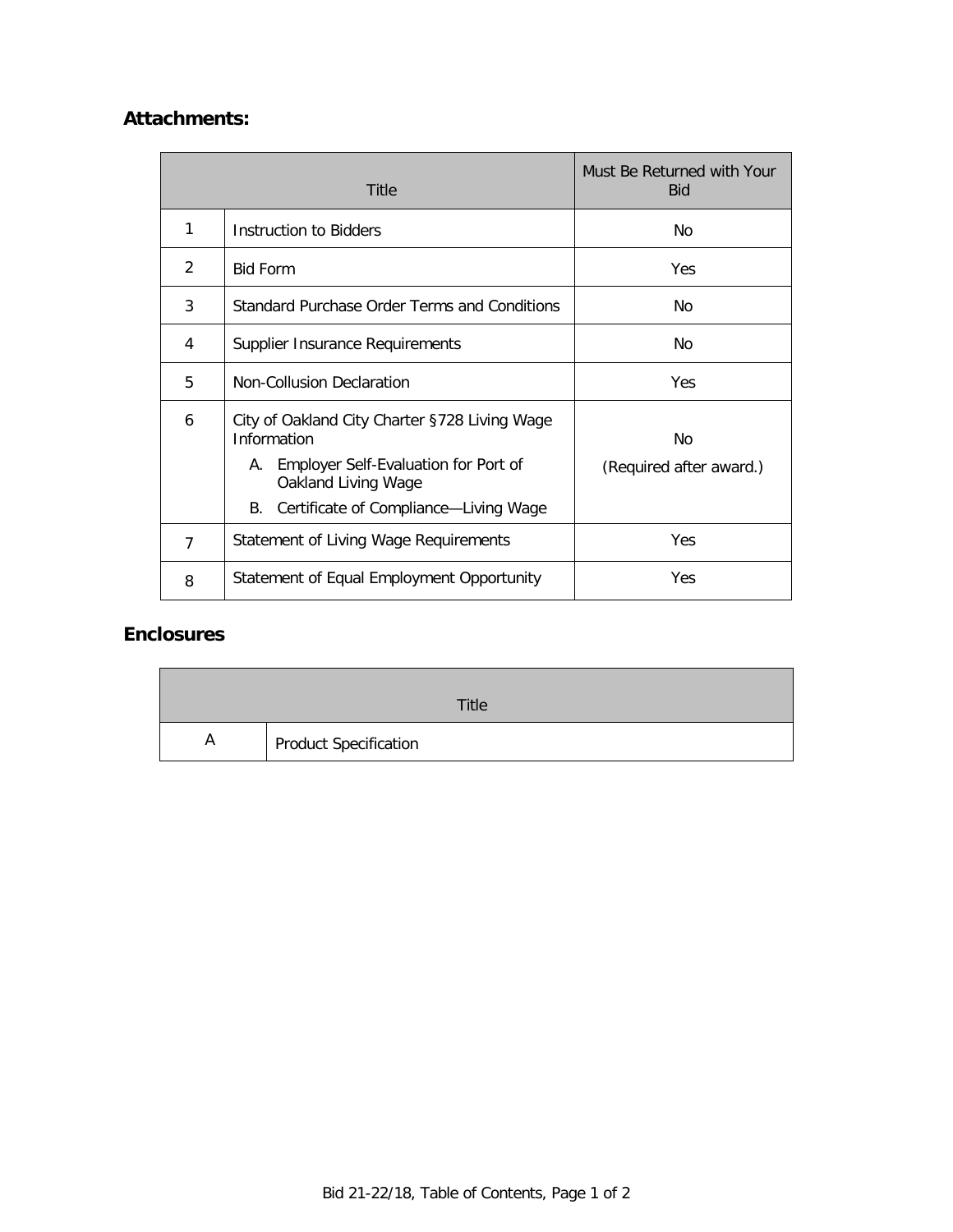## Attachments:

| | Title | Must Be Returned with Your Bid |
|---|---|---|
| 1 | Instruction to Bidders | No |
| 2 | Bid Form | Yes |
| 3 | Standard Purchase Order Terms and Conditions | No |
| 4 | Supplier Insurance Requirements | No |
| 5 | Non-Collusion Declaration | Yes |
| 6 | City of Oakland City Charter §728 Living Wage Information<br>A. Employer Self-Evaluation for Port of Oakland Living Wage<br>B. Certificate of Compliance—Living Wage | No<br>(Required after award.) |
| 7 | Statement of Living Wage Requirements | Yes |
| 8 | Statement of Equal Employment Opportunity | Yes |

## Enclosures

| | Title |
|---|---|
| A | Product Specification |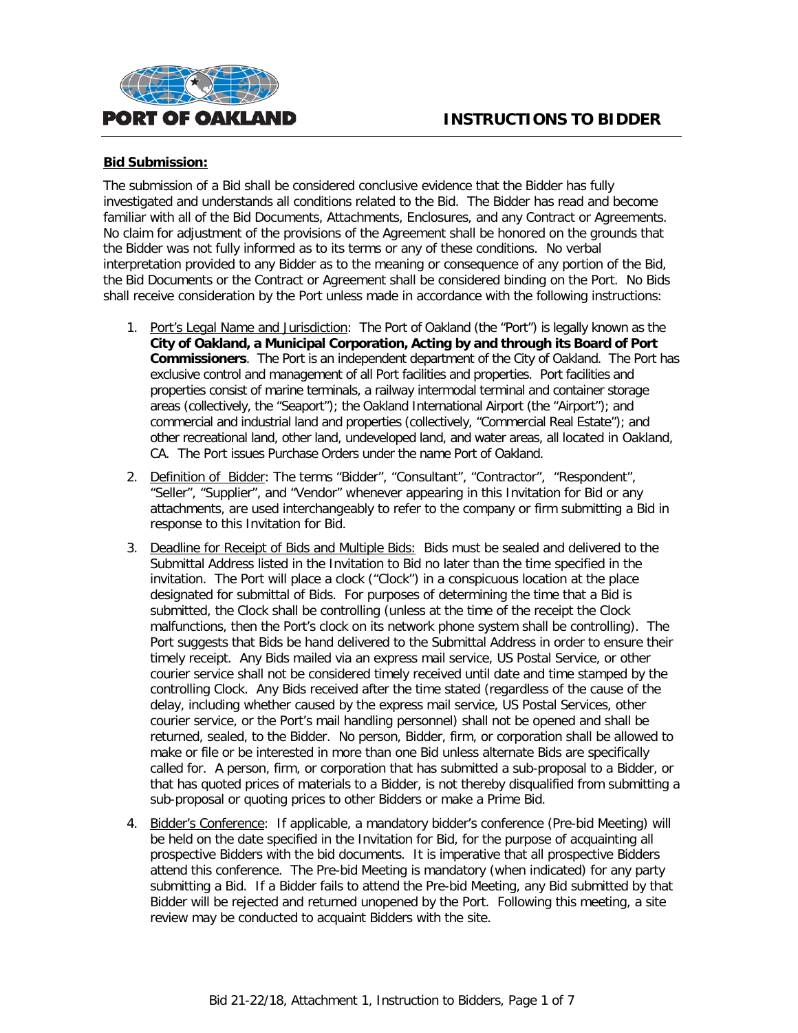# INSTRUCTIONS TO BIDDER

**Bid Submission:**

The submission of a Bid shall be considered conclusive evidence that the Bidder has fully investigated and understands all conditions related to the Bid. The Bidder has read and become familiar with all of the Bid Documents, Attachments, Enclosures, and any Contract or Agreements. No claim for adjustment of the provisions of the Agreement shall be honored on the grounds that the Bidder was not fully informed as to its terms or any of these conditions. No verbal interpretation provided to any Bidder as to the meaning or consequence of any portion of the Bid, the Bid Documents or the Contract or Agreement shall be considered binding on the Port. No Bids shall receive consideration by the Port unless made in accordance with the following instructions:

1. Port's Legal Name and Jurisdiction: The Port of Oakland (the "Port") is legally known as the **City of Oakland, a Municipal Corporation, Acting by and through its Board of Port Commissioners**. The Port is an independent department of the City of Oakland. The Port has exclusive control and management of all Port facilities and properties. Port facilities and properties consist of marine terminals, a railway intermodal terminal and container storage areas (collectively, the "Seaport"); the Oakland International Airport (the "Airport"); and commercial and industrial land and properties (collectively, "Commercial Real Estate"); and other recreational land, other land, undeveloped land, and water areas, all located in Oakland, CA. The Port issues Purchase Orders under the name Port of Oakland.

2. Definition of Bidder: The terms "Bidder", "Consultant", "Contractor", "Respondent", "Seller", "Supplier", and "Vendor" whenever appearing in this Invitation for Bid or any attachments, are used interchangeably to refer to the company or firm submitting a Bid in response to this Invitation for Bid.

3. Deadline for Receipt of Bids and Multiple Bids: Bids must be sealed and delivered to the Submittal Address listed in the Invitation to Bid no later than the time specified in the invitation. The Port will place a clock ("Clock") in a conspicuous location at the place designated for submittal of Bids. For purposes of determining the time that a Bid is submitted, the Clock shall be controlling (unless at the time of the receipt the Clock malfunctions, then the Port's clock on its network phone system shall be controlling). The Port suggests that Bids be hand delivered to the Submittal Address in order to ensure their timely receipt. Any Bids mailed via an express mail service, US Postal Service, or other courier service shall not be considered timely received until date and time stamped by the controlling Clock. Any Bids received after the time stated (regardless of the cause of the delay, including whether caused by the express mail service, US Postal Services, other courier service, or the Port's mail handling personnel) shall not be opened and shall be returned, sealed, to the Bidder. No person, Bidder, firm, or corporation shall be allowed to make or file or be interested in more than one Bid unless alternate Bids are specifically called for. A person, firm, or corporation that has submitted a sub-proposal to a Bidder, or that has quoted prices of materials to a Bidder, is not thereby disqualified from submitting a sub-proposal or quoting prices to other Bidders or make a Prime Bid.

4. Bidder's Conference: If applicable, a mandatory bidder's conference (Pre-bid Meeting) will be held on the date specified in the Invitation for Bid, for the purpose of acquainting all prospective Bidders with the bid documents. It is imperative that all prospective Bidders attend this conference. The Pre-bid Meeting is mandatory (when indicated) for any party submitting a Bid. If a Bidder fails to attend the Pre-bid Meeting, any Bid submitted by that Bidder will be rejected and returned unopened by the Port. Following this meeting, a site review may be conducted to acquaint Bidders with the site.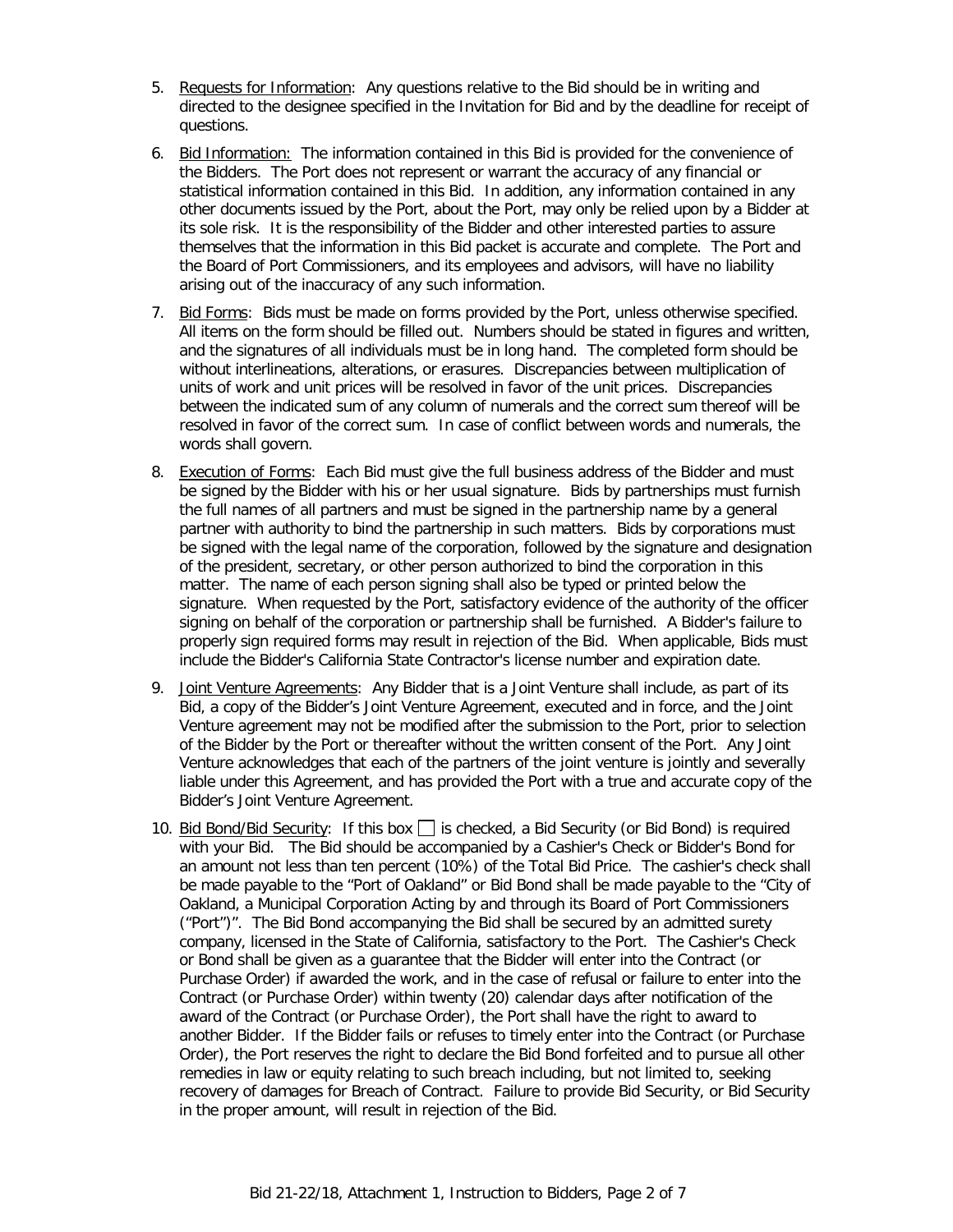5. Requests for Information: Any questions relative to the Bid should be in writing and directed to the designee specified in the Invitation for Bid and by the deadline for receipt of questions.

6. Bid Information: The information contained in this Bid is provided for the convenience of the Bidders. The Port does not represent or warrant the accuracy of any financial or statistical information contained in this Bid. In addition, any information contained in any other documents issued by the Port, about the Port, may only be relied upon by a Bidder at its sole risk. It is the responsibility of the Bidder and other interested parties to assure themselves that the information in this Bid packet is accurate and complete. The Port and the Board of Port Commissioners, and its employees and advisors, will have no liability arising out of the inaccuracy of any such information.

7. Bid Forms: Bids must be made on forms provided by the Port, unless otherwise specified. All items on the form should be filled out. Numbers should be stated in figures and written, and the signatures of all individuals must be in long hand. The completed form should be without interlineations, alterations, or erasures. Discrepancies between multiplication of units of work and unit prices will be resolved in favor of the unit prices. Discrepancies between the indicated sum of any column of numerals and the correct sum thereof will be resolved in favor of the correct sum. In case of conflict between words and numerals, the words shall govern.

8. Execution of Forms: Each Bid must give the full business address of the Bidder and must be signed by the Bidder with his or her usual signature. Bids by partnerships must furnish the full names of all partners and must be signed in the partnership name by a general partner with authority to bind the partnership in such matters. Bids by corporations must be signed with the legal name of the corporation, followed by the signature and designation of the president, secretary, or other person authorized to bind the corporation in this matter. The name of each person signing shall also be typed or printed below the signature. When requested by the Port, satisfactory evidence of the authority of the officer signing on behalf of the corporation or partnership shall be furnished. A Bidder's failure to properly sign required forms may result in rejection of the Bid. When applicable, Bids must include the Bidder's California State Contractor's license number and expiration date.

9. Joint Venture Agreements: Any Bidder that is a Joint Venture shall include, as part of its Bid, a copy of the Bidder's Joint Venture Agreement, executed and in force, and the Joint Venture agreement may not be modified after the submission to the Port, prior to selection of the Bidder by the Port or thereafter without the written consent of the Port. Any Joint Venture acknowledges that each of the partners of the joint venture is jointly and severally liable under this Agreement, and has provided the Port with a true and accurate copy of the Bidder's Joint Venture Agreement.

10. Bid Bond/Bid Security: If this box ☐ is checked, a Bid Security (or Bid Bond) is required with your Bid. The Bid should be accompanied by a Cashier's Check or Bidder's Bond for an amount not less than ten percent (10%) of the Total Bid Price. The cashier's check shall be made payable to the "Port of Oakland" or Bid Bond shall be made payable to the "City of Oakland, a Municipal Corporation Acting by and through its Board of Port Commissioners ("Port")". The Bid Bond accompanying the Bid shall be secured by an admitted surety company, licensed in the State of California, satisfactory to the Port. The Cashier's Check or Bond shall be given as a guarantee that the Bidder will enter into the Contract (or Purchase Order) if awarded the work, and in the case of refusal or failure to enter into the Contract (or Purchase Order) within twenty (20) calendar days after notification of the award of the Contract (or Purchase Order), the Port shall have the right to award to another Bidder. If the Bidder fails or refuses to timely enter into the Contract (or Purchase Order), the Port reserves the right to declare the Bid Bond forfeited and to pursue all other remedies in law or equity relating to such breach including, but not limited to, seeking recovery of damages for Breach of Contract. Failure to provide Bid Security, or Bid Security in the proper amount, will result in rejection of the Bid.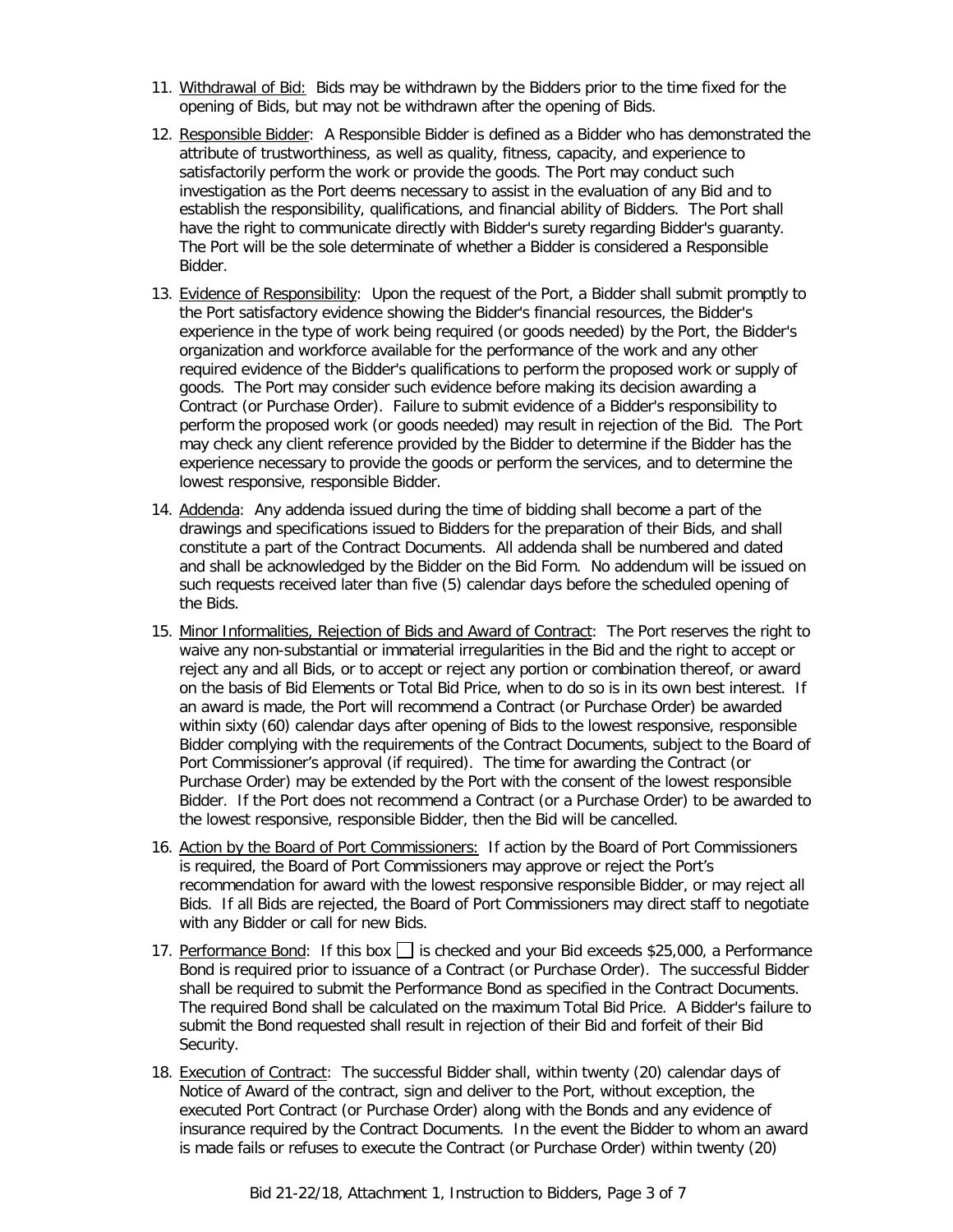11. Withdrawal of Bid: Bids may be withdrawn by the Bidders prior to the time fixed for the opening of Bids, but may not be withdrawn after the opening of Bids.

12. Responsible Bidder: A Responsible Bidder is defined as a Bidder who has demonstrated the attribute of trustworthiness, as well as quality, fitness, capacity, and experience to satisfactorily perform the work or provide the goods. The Port may conduct such investigation as the Port deems necessary to assist in the evaluation of any Bid and to establish the responsibility, qualifications, and financial ability of Bidders. The Port shall have the right to communicate directly with Bidder's surety regarding Bidder's guaranty. The Port will be the sole determinate of whether a Bidder is considered a Responsible Bidder.

13. Evidence of Responsibility: Upon the request of the Port, a Bidder shall submit promptly to the Port satisfactory evidence showing the Bidder's financial resources, the Bidder's experience in the type of work being required (or goods needed) by the Port, the Bidder's organization and workforce available for the performance of the work and any other required evidence of the Bidder's qualifications to perform the proposed work or supply of goods. The Port may consider such evidence before making its decision awarding a Contract (or Purchase Order). Failure to submit evidence of a Bidder's responsibility to perform the proposed work (or goods needed) may result in rejection of the Bid. The Port may check any client reference provided by the Bidder to determine if the Bidder has the experience necessary to provide the goods or perform the services, and to determine the lowest responsive, responsible Bidder.

14. Addenda: Any addenda issued during the time of bidding shall become a part of the drawings and specifications issued to Bidders for the preparation of their Bids, and shall constitute a part of the Contract Documents. All addenda shall be numbered and dated and shall be acknowledged by the Bidder on the Bid Form. No addendum will be issued on such requests received later than five (5) calendar days before the scheduled opening of the Bids.

15. Minor Informalities, Rejection of Bids and Award of Contract: The Port reserves the right to waive any non-substantial or immaterial irregularities in the Bid and the right to accept or reject any and all Bids, or to accept or reject any portion or combination thereof, or award on the basis of Bid Elements or Total Bid Price, when to do so is in its own best interest. If an award is made, the Port will recommend a Contract (or Purchase Order) be awarded within sixty (60) calendar days after opening of Bids to the lowest responsive, responsible Bidder complying with the requirements of the Contract Documents, subject to the Board of Port Commissioner's approval (if required). The time for awarding the Contract (or Purchase Order) may be extended by the Port with the consent of the lowest responsible Bidder. If the Port does not recommend a Contract (or a Purchase Order) to be awarded to the lowest responsive, responsible Bidder, then the Bid will be cancelled.

16. Action by the Board of Port Commissioners: If action by the Board of Port Commissioners is required, the Board of Port Commissioners may approve or reject the Port's recommendation for award with the lowest responsive responsible Bidder, or may reject all Bids. If all Bids are rejected, the Board of Port Commissioners may direct staff to negotiate with any Bidder or call for new Bids.

17. Performance Bond: If this box ☐ is checked and your Bid exceeds $25,000, a Performance Bond is required prior to issuance of a Contract (or Purchase Order). The successful Bidder shall be required to submit the Performance Bond as specified in the Contract Documents. The required Bond shall be calculated on the maximum Total Bid Price. A Bidder's failure to submit the Bond requested shall result in rejection of their Bid and forfeit of their Bid Security.

18. Execution of Contract: The successful Bidder shall, within twenty (20) calendar days of Notice of Award of the contract, sign and deliver to the Port, without exception, the executed Port Contract (or Purchase Order) along with the Bonds and any evidence of insurance required by the Contract Documents. In the event the Bidder to whom an award is made fails or refuses to execute the Contract (or Purchase Order) within twenty (20)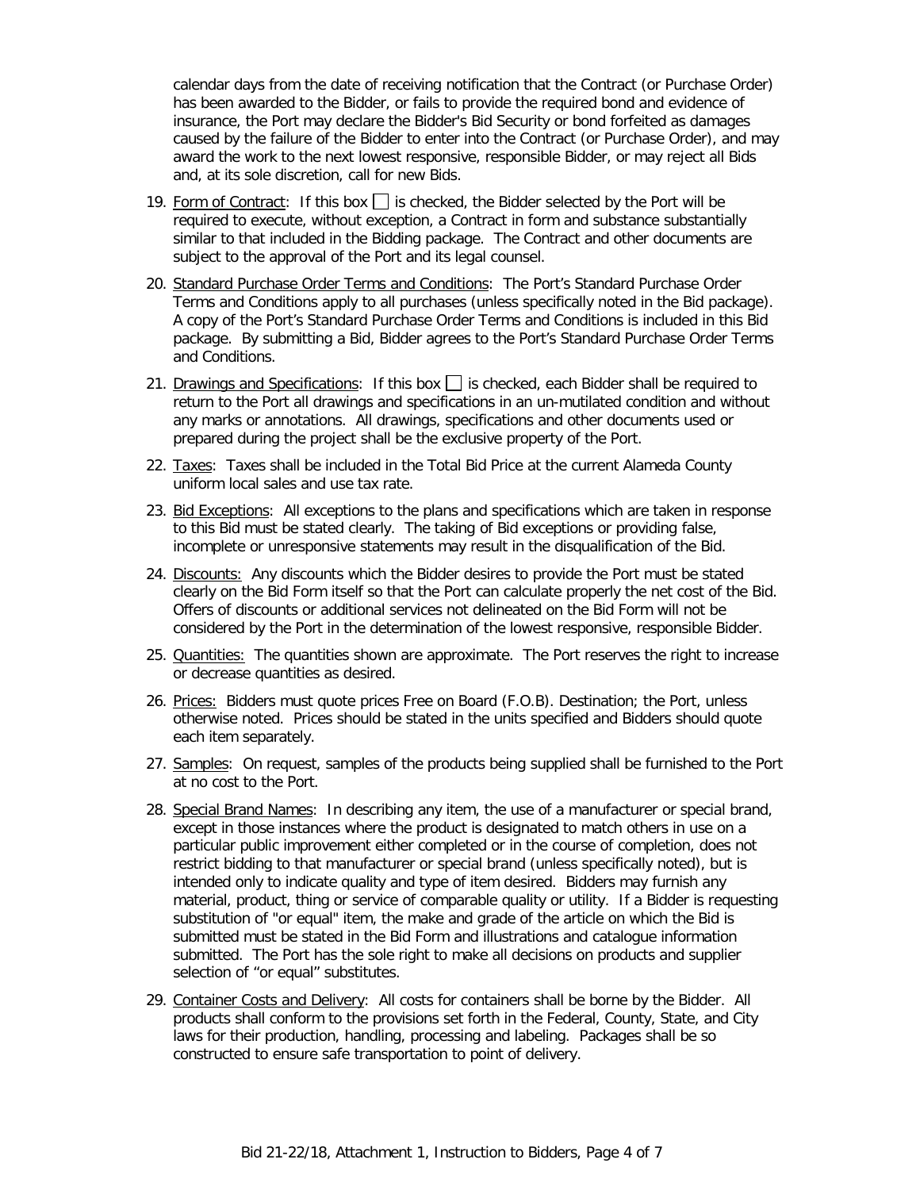calendar days from the date of receiving notification that the Contract (or Purchase Order) has been awarded to the Bidder, or fails to provide the required bond and evidence of insurance, the Port may declare the Bidder's Bid Security or bond forfeited as damages caused by the failure of the Bidder to enter into the Contract (or Purchase Order), and may award the work to the next lowest responsive, responsible Bidder, or may reject all Bids and, at its sole discretion, call for new Bids.

19. Form of Contract: If this box ☐ is checked, the Bidder selected by the Port will be required to execute, without exception, a Contract in form and substance substantially similar to that included in the Bidding package. The Contract and other documents are subject to the approval of the Port and its legal counsel.

20. Standard Purchase Order Terms and Conditions: The Port's Standard Purchase Order Terms and Conditions apply to all purchases (unless specifically noted in the Bid package). A copy of the Port's Standard Purchase Order Terms and Conditions is included in this Bid package. By submitting a Bid, Bidder agrees to the Port's Standard Purchase Order Terms and Conditions.

21. Drawings and Specifications: If this box ☐ is checked, each Bidder shall be required to return to the Port all drawings and specifications in an un-mutilated condition and without any marks or annotations. All drawings, specifications and other documents used or prepared during the project shall be the exclusive property of the Port.

22. Taxes: Taxes shall be included in the Total Bid Price at the current Alameda County uniform local sales and use tax rate.

23. Bid Exceptions: All exceptions to the plans and specifications which are taken in response to this Bid must be stated clearly. The taking of Bid exceptions or providing false, incomplete or unresponsive statements may result in the disqualification of the Bid.

24. Discounts: Any discounts which the Bidder desires to provide the Port must be stated clearly on the Bid Form itself so that the Port can calculate properly the net cost of the Bid. Offers of discounts or additional services not delineated on the Bid Form will not be considered by the Port in the determination of the lowest responsive, responsible Bidder.

25. Quantities: The quantities shown are approximate. The Port reserves the right to increase or decrease quantities as desired.

26. Prices: Bidders must quote prices Free on Board (F.O.B). Destination; the Port, unless otherwise noted. Prices should be stated in the units specified and Bidders should quote each item separately.

27. Samples: On request, samples of the products being supplied shall be furnished to the Port at no cost to the Port.

28. Special Brand Names: In describing any item, the use of a manufacturer or special brand, except in those instances where the product is designated to match others in use on a particular public improvement either completed or in the course of completion, does not restrict bidding to that manufacturer or special brand (unless specifically noted), but is intended only to indicate quality and type of item desired. Bidders may furnish any material, product, thing or service of comparable quality or utility. If a Bidder is requesting substitution of "or equal" item, the make and grade of the article on which the Bid is submitted must be stated in the Bid Form and illustrations and catalogue information submitted. The Port has the sole right to make all decisions on products and supplier selection of "or equal" substitutes.

29. Container Costs and Delivery: All costs for containers shall be borne by the Bidder. All products shall conform to the provisions set forth in the Federal, County, State, and City laws for their production, handling, processing and labeling. Packages shall be so constructed to ensure safe transportation to point of delivery.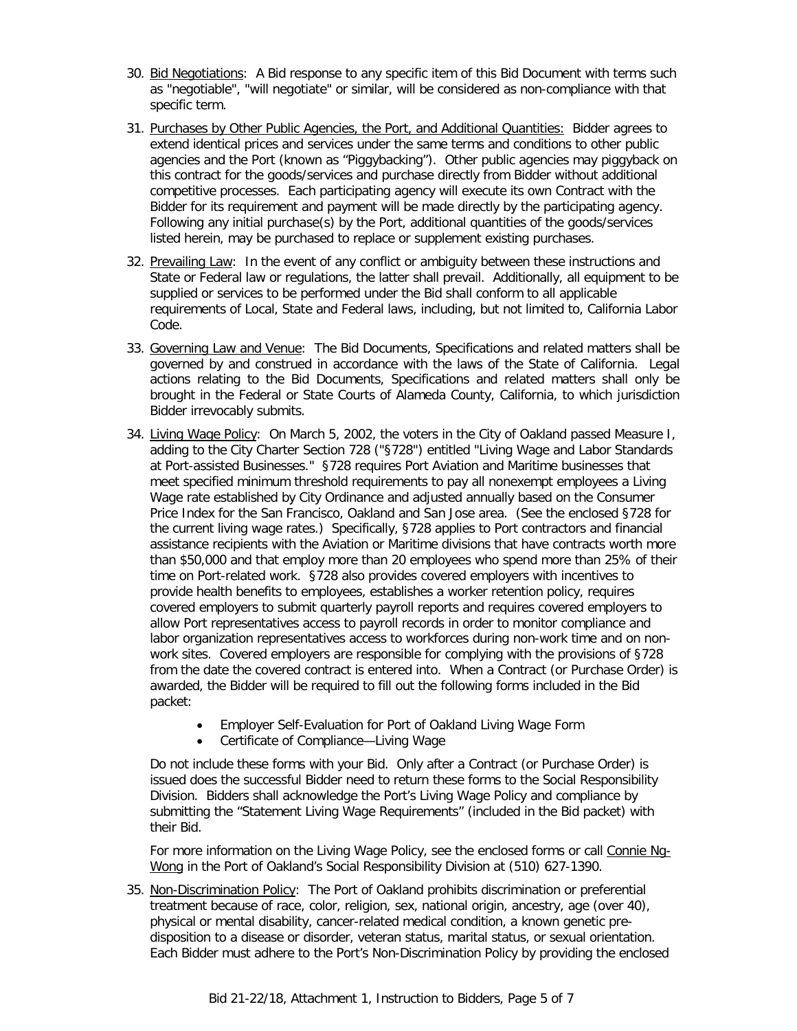30. Bid Negotiations: A Bid response to any specific item of this Bid Document with terms such as "negotiable", "will negotiate" or similar, will be considered as non-compliance with that specific term.

31. Purchases by Other Public Agencies, the Port, and Additional Quantities: Bidder agrees to extend identical prices and services under the same terms and conditions to other public agencies and the Port (known as "Piggybacking"). Other public agencies may piggyback on this contract for the goods/services and purchase directly from Bidder without additional competitive processes. Each participating agency will execute its own Contract with the Bidder for its requirement and payment will be made directly by the participating agency. Following any initial purchase(s) by the Port, additional quantities of the goods/services listed herein, may be purchased to replace or supplement existing purchases.

32. Prevailing Law: In the event of any conflict or ambiguity between these instructions and State or Federal law or regulations, the latter shall prevail. Additionally, all equipment to be supplied or services to be performed under the Bid shall conform to all applicable requirements of Local, State and Federal laws, including, but not limited to, California Labor Code.

33. Governing Law and Venue: The Bid Documents, Specifications and related matters shall be governed by and construed in accordance with the laws of the State of California. Legal actions relating to the Bid Documents, Specifications and related matters shall only be brought in the Federal or State Courts of Alameda County, California, to which jurisdiction Bidder irrevocably submits.

34. Living Wage Policy: On March 5, 2002, the voters in the City of Oakland passed Measure I, adding to the City Charter Section 728 ("§728") entitled "Living Wage and Labor Standards at Port-assisted Businesses." §728 requires Port Aviation and Maritime businesses that meet specified minimum threshold requirements to pay all nonexempt employees a Living Wage rate established by City Ordinance and adjusted annually based on the Consumer Price Index for the San Francisco, Oakland and San Jose area. (See the enclosed §728 for the current living wage rates.) Specifically, §728 applies to Port contractors and financial assistance recipients with the Aviation or Maritime divisions that have contracts worth more than $50,000 and that employ more than 20 employees who spend more than 25% of their time on Port-related work. §728 also provides covered employers with incentives to provide health benefits to employees, establishes a worker retention policy, requires covered employers to submit quarterly payroll reports and requires covered employers to allow Port representatives access to payroll records in order to monitor compliance and labor organization representatives access to workforces during non-work time and on non-work sites. Covered employers are responsible for complying with the provisions of §728 from the date the covered contract is entered into. When a Contract (or Purchase Order) is awarded, the Bidder will be required to fill out the following forms included in the Bid packet:

    - Employer Self-Evaluation for Port of Oakland Living Wage Form
    - Certificate of Compliance—Living Wage

    Do not include these forms with your Bid. Only after a Contract (or Purchase Order) is issued does the successful Bidder need to return these forms to the Social Responsibility Division. Bidders shall acknowledge the Port's Living Wage Policy and compliance by submitting the "Statement Living Wage Requirements" (included in the Bid packet) with their Bid.

    For more information on the Living Wage Policy, see the enclosed forms or call Connie Ng-Wong in the Port of Oakland's Social Responsibility Division at (510) 627-1390.

35. Non-Discrimination Policy: The Port of Oakland prohibits discrimination or preferential treatment because of race, color, religion, sex, national origin, ancestry, age (over 40), physical or mental disability, cancer-related medical condition, a known genetic pre-disposition to a disease or disorder, veteran status, marital status, or sexual orientation. Each Bidder must adhere to the Port's Non-Discrimination Policy by providing the enclosed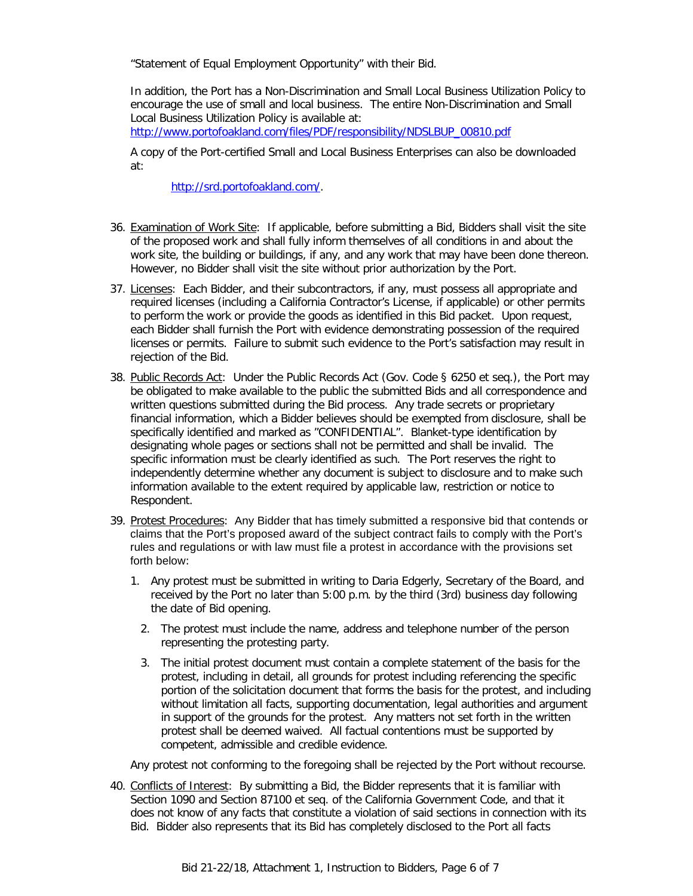"Statement of Equal Employment Opportunity" with their Bid.

In addition, the Port has a Non-Discrimination and Small Local Business Utilization Policy to encourage the use of small and local business. The entire Non-Discrimination and Small Local Business Utilization Policy is available at: http://www.portofoakland.com/files/PDF/responsibility/NDSLBUP_00810.pdf

A copy of the Port-certified Small and Local Business Enterprises can also be downloaded at:

http://srd.portofoakland.com/.

36. Examination of Work Site: If applicable, before submitting a Bid, Bidders shall visit the site of the proposed work and shall fully inform themselves of all conditions in and about the work site, the building or buildings, if any, and any work that may have been done thereon. However, no Bidder shall visit the site without prior authorization by the Port.

37. Licenses: Each Bidder, and their subcontractors, if any, must possess all appropriate and required licenses (including a California Contractor's License, if applicable) or other permits to perform the work or provide the goods as identified in this Bid packet. Upon request, each Bidder shall furnish the Port with evidence demonstrating possession of the required licenses or permits. Failure to submit such evidence to the Port's satisfaction may result in rejection of the Bid.

38. Public Records Act: Under the Public Records Act (Gov. Code § 6250 et seq.), the Port may be obligated to make available to the public the submitted Bids and all correspondence and written questions submitted during the Bid process. Any trade secrets or proprietary financial information, which a Bidder believes should be exempted from disclosure, shall be specifically identified and marked as "CONFIDENTIAL". Blanket-type identification by designating whole pages or sections shall not be permitted and shall be invalid. The specific information must be clearly identified as such. The Port reserves the right to independently determine whether any document is subject to disclosure and to make such information available to the extent required by applicable law, restriction or notice to Respondent.

39. Protest Procedures: Any Bidder that has timely submitted a responsive bid that contends or claims that the Port's proposed award of the subject contract fails to comply with the Port's rules and regulations or with law must file a protest in accordance with the provisions set forth below:

    1. Any protest must be submitted in writing to Daria Edgerly, Secretary of the Board, and received by the Port no later than 5:00 p.m. by the third (3rd) business day following the date of Bid opening.
    2. The protest must include the name, address and telephone number of the person representing the protesting party.
    3. The initial protest document must contain a complete statement of the basis for the protest, including in detail, all grounds for protest including referencing the specific portion of the solicitation document that forms the basis for the protest, and including without limitation all facts, supporting documentation, legal authorities and argument in support of the grounds for the protest. Any matters not set forth in the written protest shall be deemed waived. All factual contentions must be supported by competent, admissible and credible evidence.

    Any protest not conforming to the foregoing shall be rejected by the Port without recourse.

40. Conflicts of Interest: By submitting a Bid, the Bidder represents that it is familiar with Section 1090 and Section 87100 et seq. of the California Government Code, and that it does not know of any facts that constitute a violation of said sections in connection with its Bid. Bidder also represents that its Bid has completely disclosed to the Port all facts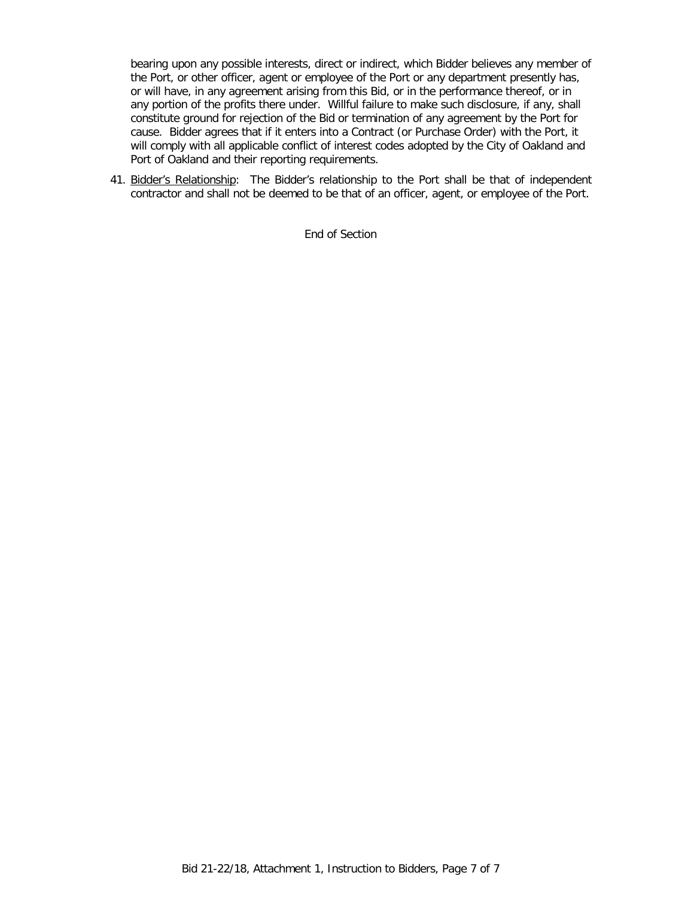bearing upon any possible interests, direct or indirect, which Bidder believes any member of the Port, or other officer, agent or employee of the Port or any department presently has, or will have, in any agreement arising from this Bid, or in the performance thereof, or in any portion of the profits there under. Willful failure to make such disclosure, if any, shall constitute ground for rejection of the Bid or termination of any agreement by the Port for cause. Bidder agrees that if it enters into a Contract (or Purchase Order) with the Port, it will comply with all applicable conflict of interest codes adopted by the City of Oakland and Port of Oakland and their reporting requirements.

41. Bidder's Relationship: The Bidder's relationship to the Port shall be that of independent contractor and shall not be deemed to be that of an officer, agent, or employee of the Port.

End of Section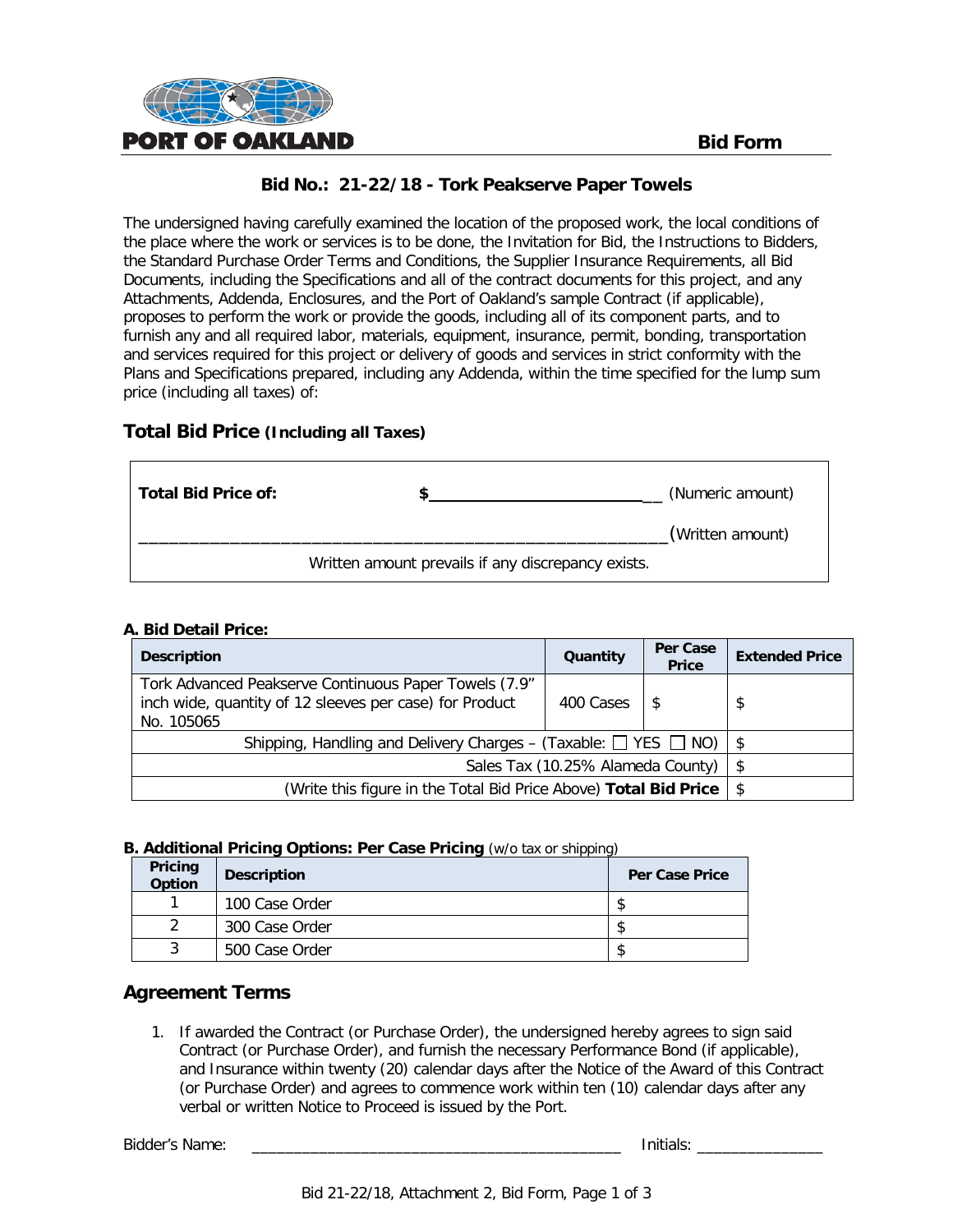PORT OF OAKLAND

**Bid Form**

## Bid No.: 21-22/18 - Tork Peakserve Paper Towels

The undersigned having carefully examined the location of the proposed work, the local conditions of the place where the work or services is to be done, the Invitation for Bid, the Instructions to Bidders, the Standard Purchase Order Terms and Conditions, the Supplier Insurance Requirements, all Bid Documents, including the Specifications and all of the contract documents for this project, and any Attachments, Addenda, Enclosures, and the Port of Oakland's sample Contract (if applicable), proposes to perform the work or provide the goods, including all of its component parts, and to furnish any and all required labor, materials, equipment, insurance, permit, bonding, transportation and services required for this project or delivery of goods and services in strict conformity with the Plans and Specifications prepared, including any Addenda, within the time specified for the lump sum price (including all taxes) of:

## Total Bid Price (Including all Taxes)

| | | |
|---|---|---|
| **Total Bid Price of:** | **$**___________________________ | (Numeric amount) |
| ____________________________________________________________ | | (Written amount) |
| Written amount prevails if any discrepancy exists. | | |

**A. Bid Detail Price:**

| Description | Quantity | Per Case Price | Extended Price |
|---|---|---|---|
| Tork Advanced Peakserve Continuous Paper Towels (7.9" inch wide, quantity of 12 sleeves per case) for Product No. 105065 | 400 Cases | $ | $ |
| Shipping, Handling and Delivery Charges – (Taxable: ☐ YES ☐ NO) | | | $ |
| Sales Tax (10.25% Alameda County) | | | $ |
| (Write this figure in the Total Bid Price Above) **Total Bid Price** | | | $ |

**B. Additional Pricing Options: Per Case Pricing** (w/o tax or shipping)

| Pricing Option | Description | Per Case Price |
|---|---|---|
| 1 | 100 Case Order | $ |
| 2 | 300 Case Order | $ |
| 3 | 500 Case Order | $ |

## Agreement Terms

1. If awarded the Contract (or Purchase Order), the undersigned hereby agrees to sign said Contract (or Purchase Order), and furnish the necessary Performance Bond (if applicable), and Insurance within twenty (20) calendar days after the Notice of the Award of this Contract (or Purchase Order) and agrees to commence work within ten (10) calendar days after any verbal or written Notice to Proceed is issued by the Port.

Bidder's Name: _____________________________________________ Initials: _______________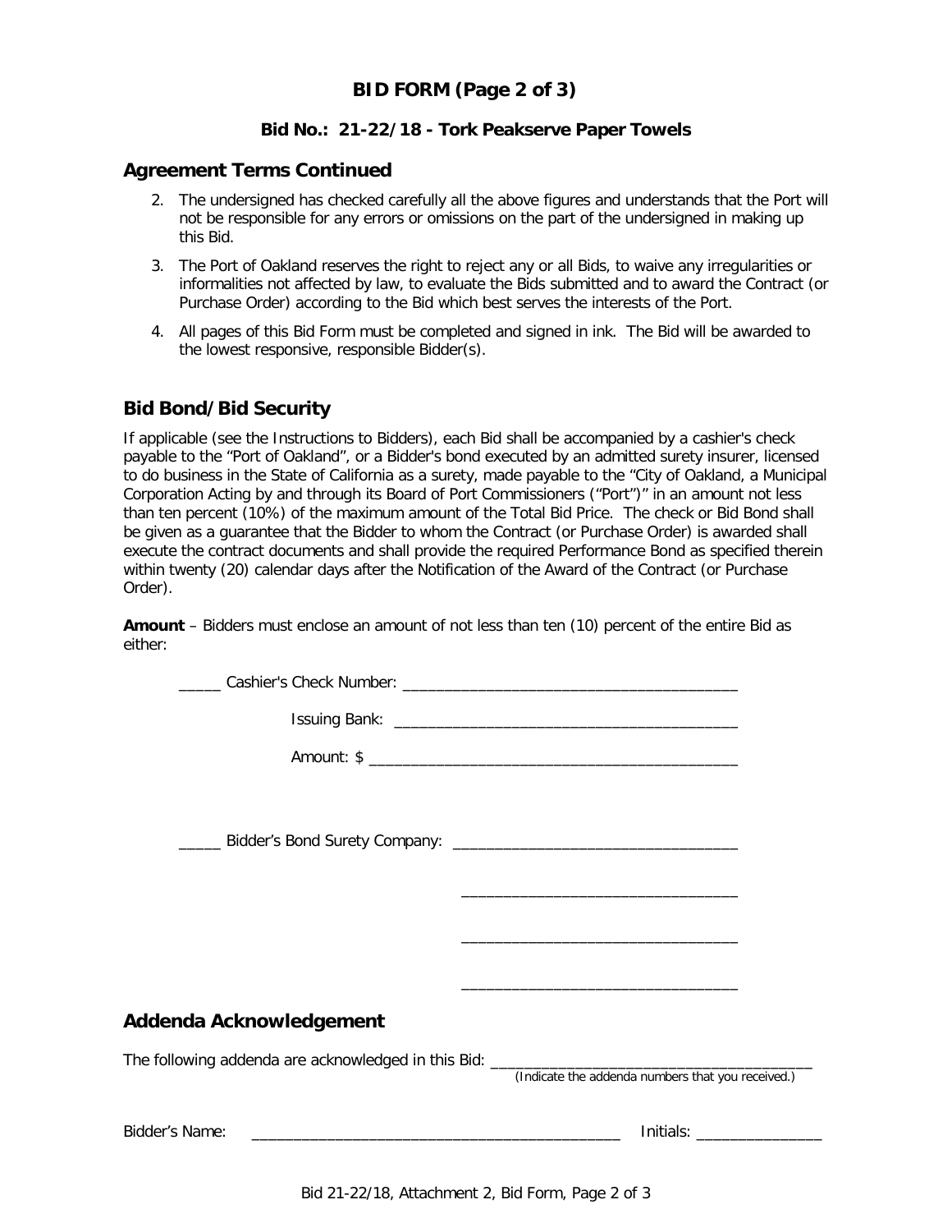# BID FORM (Page 2 of 3)

### Bid No.: 21-22/18 - Tork Peakserve Paper Towels

## Agreement Terms Continued

2. The undersigned has checked carefully all the above figures and understands that the Port will not be responsible for any errors or omissions on the part of the undersigned in making up this Bid.
3. The Port of Oakland reserves the right to reject any or all Bids, to waive any irregularities or informalities not affected by law, to evaluate the Bids submitted and to award the Contract (or Purchase Order) according to the Bid which best serves the interests of the Port.
4. All pages of this Bid Form must be completed and signed in ink. The Bid will be awarded to the lowest responsive, responsible Bidder(s).

## Bid Bond/Bid Security

If applicable (see the Instructions to Bidders), each Bid shall be accompanied by a cashier's check payable to the "Port of Oakland", or a Bidder's bond executed by an admitted surety insurer, licensed to do business in the State of California as a surety, made payable to the "City of Oakland, a Municipal Corporation Acting by and through its Board of Port Commissioners ("Port")" in an amount not less than ten percent (10%) of the maximum amount of the Total Bid Price. The check or Bid Bond shall be given as a guarantee that the Bidder to whom the Contract (or Purchase Order) is awarded shall execute the contract documents and shall provide the required Performance Bond as specified therein within twenty (20) calendar days after the Notification of the Award of the Contract (or Purchase Order).

**Amount** – Bidders must enclose an amount of not less than ten (10) percent of the entire Bid as either:

_____ Cashier's Check Number: ________________________________________

Issuing Bank: ________________________________________

Amount: $ ____________________________________________

_____ Bidder's Bond Surety Company: __________________________________

__________________________________

__________________________________

__________________________________

## Addenda Acknowledgement

The following addenda are acknowledged in this Bid: ________________________________________
(Indicate the addenda numbers that you received.)

Bidder's Name: _____________________________________________ Initials: _______________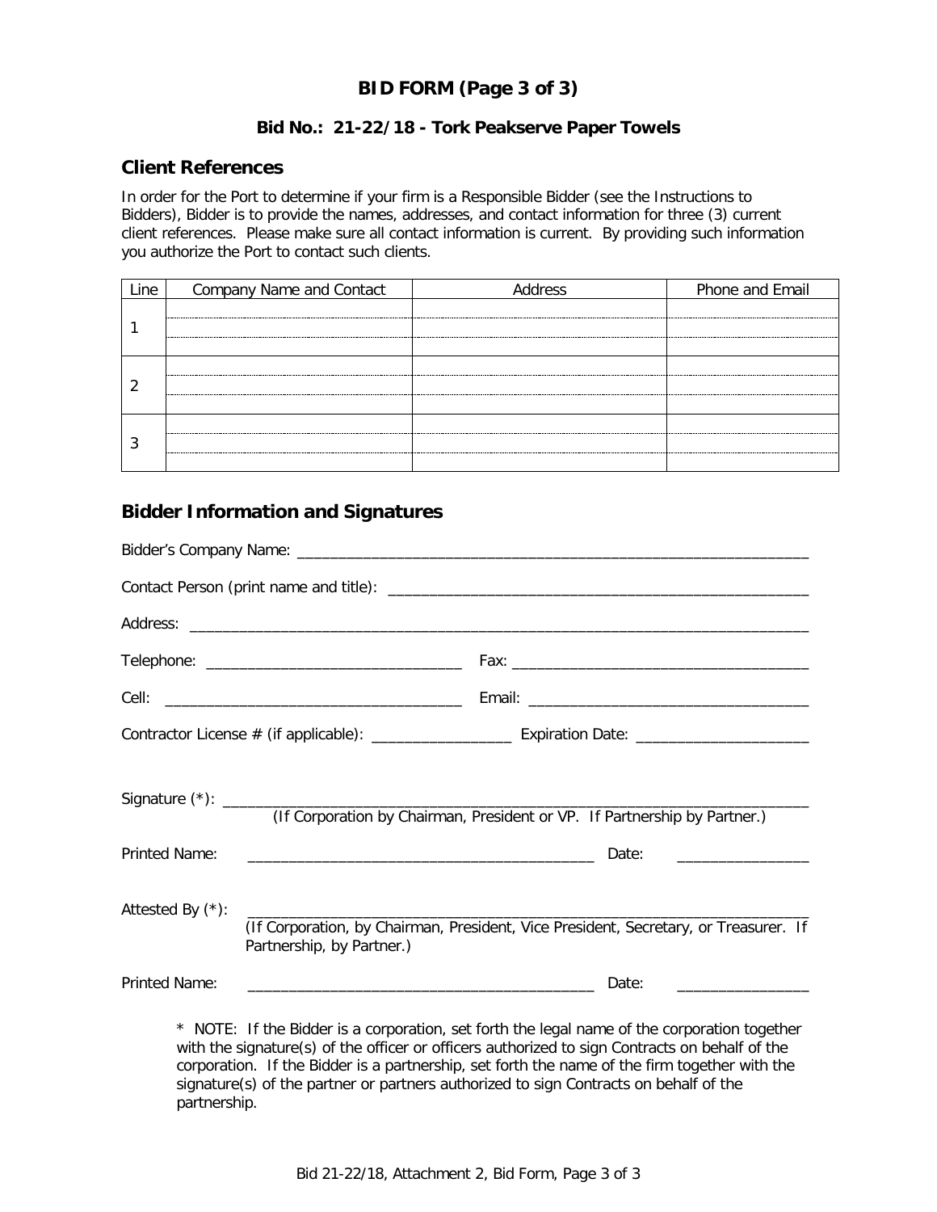# BID FORM (Page 3 of 3)

### Bid No.: 21-22/18 - Tork Peakserve Paper Towels

## Client References

In order for the Port to determine if your firm is a Responsible Bidder (see the Instructions to Bidders), Bidder is to provide the names, addresses, and contact information for three (3) current client references. Please make sure all contact information is current. By providing such information you authorize the Port to contact such clients.

| Line | Company Name and Contact | Address | Phone and Email |
|---|---|---|---|
| 1 | | | |
| 2 | | | |
| 3 | | | |

## Bidder Information and Signatures

Bidder's Company Name: ____________________________________________________________

Contact Person (print name and title): ______________________________________________

Address: ___________________________________________________________________________

Telephone: ______________________________ Fax: ____________________________________

Cell: ___________________________________ Email: __________________________________

Contractor License # (if applicable): _________________ Expiration Date: ____________________

Signature (*): ______________________________________________________________________
(If Corporation by Chairman, President or VP. If Partnership by Partner.)

Printed Name: ________________________________________ Date: _______________

Attested By (*): ______________________________________________________________________
(If Corporation, by Chairman, President, Vice President, Secretary, or Treasurer. If Partnership, by Partner.)

Printed Name: ________________________________________ Date: _______________

\* NOTE: If the Bidder is a corporation, set forth the legal name of the corporation together with the signature(s) of the officer or officers authorized to sign Contracts on behalf of the corporation. If the Bidder is a partnership, set forth the name of the firm together with the signature(s) of the partner or partners authorized to sign Contracts on behalf of the partnership.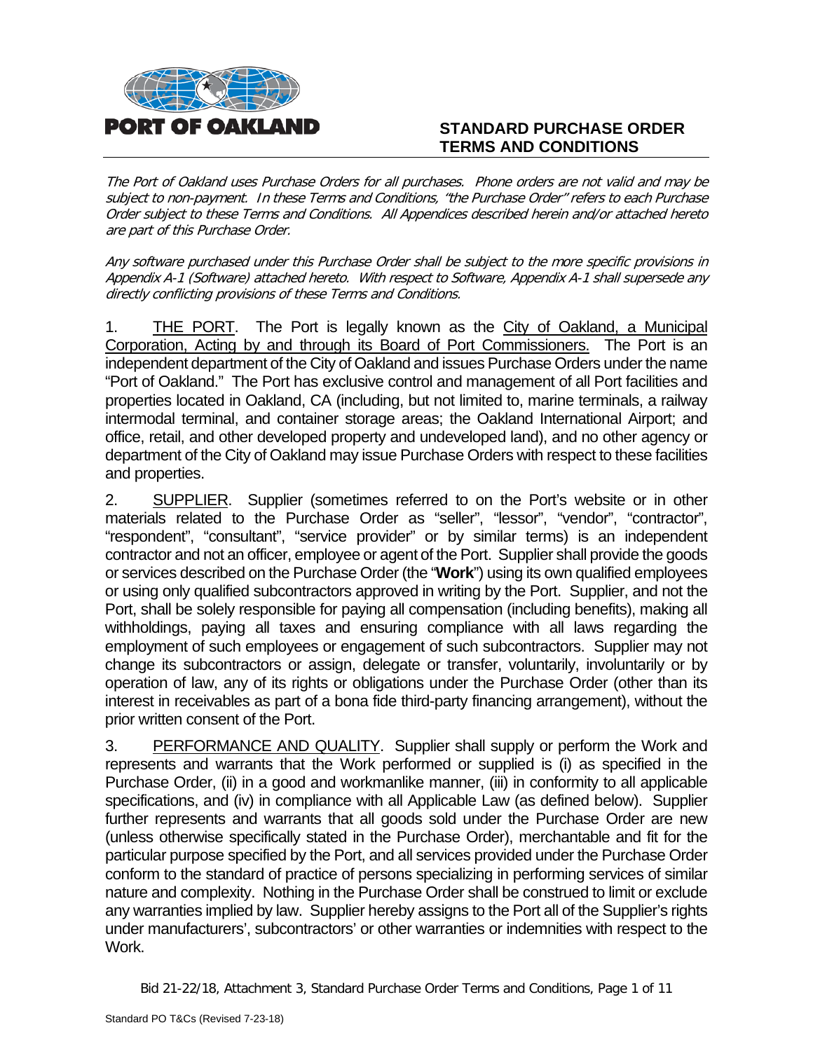**PORT OF OAKLAND**

# STANDARD PURCHASE ORDER TERMS AND CONDITIONS

*The Port of Oakland uses Purchase Orders for all purchases. Phone orders are not valid and may be subject to non-payment. In these Terms and Conditions, "the Purchase Order" refers to each Purchase Order subject to these Terms and Conditions. All Appendices described herein and/or attached hereto are part of this Purchase Order.*

*Any software purchased under this Purchase Order shall be subject to the more specific provisions in Appendix A-1 (Software) attached hereto. With respect to Software, Appendix A-1 shall supersede any directly conflicting provisions of these Terms and Conditions.*

1. THE PORT. The Port is legally known as the City of Oakland, a Municipal Corporation, Acting by and through its Board of Port Commissioners. The Port is an independent department of the City of Oakland and issues Purchase Orders under the name "Port of Oakland." The Port has exclusive control and management of all Port facilities and properties located in Oakland, CA (including, but not limited to, marine terminals, a railway intermodal terminal, and container storage areas; the Oakland International Airport; and office, retail, and other developed property and undeveloped land), and no other agency or department of the City of Oakland may issue Purchase Orders with respect to these facilities and properties.

2. SUPPLIER. Supplier (sometimes referred to on the Port's website or in other materials related to the Purchase Order as "seller", "lessor", "vendor", "contractor", "respondent", "consultant", "service provider" or by similar terms) is an independent contractor and not an officer, employee or agent of the Port. Supplier shall provide the goods or services described on the Purchase Order (the "**Work**") using its own qualified employees or using only qualified subcontractors approved in writing by the Port. Supplier, and not the Port, shall be solely responsible for paying all compensation (including benefits), making all withholdings, paying all taxes and ensuring compliance with all laws regarding the employment of such employees or engagement of such subcontractors. Supplier may not change its subcontractors or assign, delegate or transfer, voluntarily, involuntarily or by operation of law, any of its rights or obligations under the Purchase Order (other than its interest in receivables as part of a bona fide third-party financing arrangement), without the prior written consent of the Port.

3. PERFORMANCE AND QUALITY. Supplier shall supply or perform the Work and represents and warrants that the Work performed or supplied is (i) as specified in the Purchase Order, (ii) in a good and workmanlike manner, (iii) in conformity to all applicable specifications, and (iv) in compliance with all Applicable Law (as defined below). Supplier further represents and warrants that all goods sold under the Purchase Order are new (unless otherwise specifically stated in the Purchase Order), merchantable and fit for the particular purpose specified by the Port, and all services provided under the Purchase Order conform to the standard of practice of persons specializing in performing services of similar nature and complexity. Nothing in the Purchase Order shall be construed to limit or exclude any warranties implied by law. Supplier hereby assigns to the Port all of the Supplier's rights under manufacturers', subcontractors' or other warranties or indemnities with respect to the Work.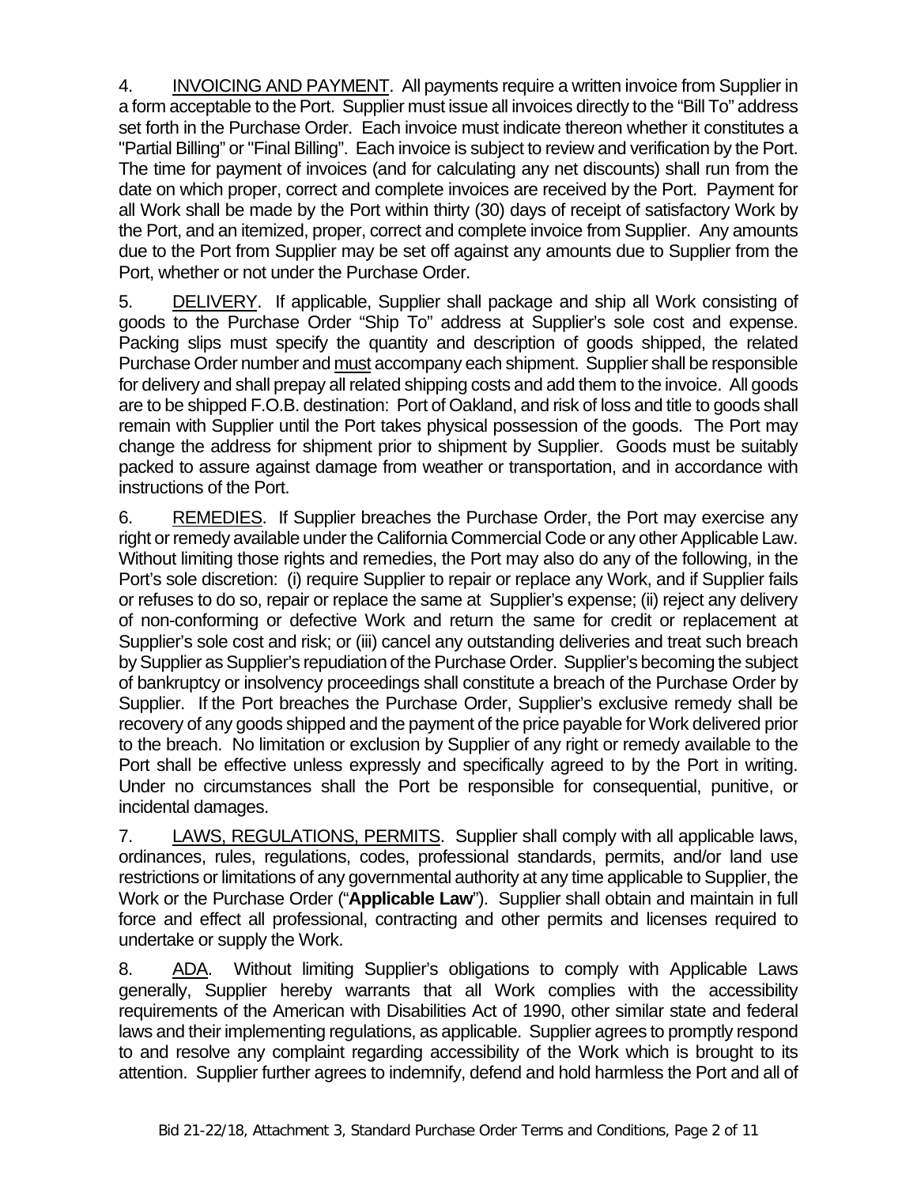4. INVOICING AND PAYMENT. All payments require a written invoice from Supplier in a form acceptable to the Port. Supplier must issue all invoices directly to the "Bill To" address set forth in the Purchase Order. Each invoice must indicate thereon whether it constitutes a "Partial Billing" or "Final Billing". Each invoice is subject to review and verification by the Port. The time for payment of invoices (and for calculating any net discounts) shall run from the date on which proper, correct and complete invoices are received by the Port. Payment for all Work shall be made by the Port within thirty (30) days of receipt of satisfactory Work by the Port, and an itemized, proper, correct and complete invoice from Supplier. Any amounts due to the Port from Supplier may be set off against any amounts due to Supplier from the Port, whether or not under the Purchase Order.

5. DELIVERY. If applicable, Supplier shall package and ship all Work consisting of goods to the Purchase Order "Ship To" address at Supplier's sole cost and expense. Packing slips must specify the quantity and description of goods shipped, the related Purchase Order number and must accompany each shipment. Supplier shall be responsible for delivery and shall prepay all related shipping costs and add them to the invoice. All goods are to be shipped F.O.B. destination: Port of Oakland, and risk of loss and title to goods shall remain with Supplier until the Port takes physical possession of the goods. The Port may change the address for shipment prior to shipment by Supplier. Goods must be suitably packed to assure against damage from weather or transportation, and in accordance with instructions of the Port.

6. REMEDIES. If Supplier breaches the Purchase Order, the Port may exercise any right or remedy available under the California Commercial Code or any other Applicable Law. Without limiting those rights and remedies, the Port may also do any of the following, in the Port's sole discretion: (i) require Supplier to repair or replace any Work, and if Supplier fails or refuses to do so, repair or replace the same at Supplier's expense; (ii) reject any delivery of non-conforming or defective Work and return the same for credit or replacement at Supplier's sole cost and risk; or (iii) cancel any outstanding deliveries and treat such breach by Supplier as Supplier's repudiation of the Purchase Order. Supplier's becoming the subject of bankruptcy or insolvency proceedings shall constitute a breach of the Purchase Order by Supplier. If the Port breaches the Purchase Order, Supplier's exclusive remedy shall be recovery of any goods shipped and the payment of the price payable for Work delivered prior to the breach. No limitation or exclusion by Supplier of any right or remedy available to the Port shall be effective unless expressly and specifically agreed to by the Port in writing. Under no circumstances shall the Port be responsible for consequential, punitive, or incidental damages.

7. LAWS, REGULATIONS, PERMITS. Supplier shall comply with all applicable laws, ordinances, rules, regulations, codes, professional standards, permits, and/or land use restrictions or limitations of any governmental authority at any time applicable to Supplier, the Work or the Purchase Order ("**Applicable Law**"). Supplier shall obtain and maintain in full force and effect all professional, contracting and other permits and licenses required to undertake or supply the Work.

8. ADA. Without limiting Supplier's obligations to comply with Applicable Laws generally, Supplier hereby warrants that all Work complies with the accessibility requirements of the American with Disabilities Act of 1990, other similar state and federal laws and their implementing regulations, as applicable. Supplier agrees to promptly respond to and resolve any complaint regarding accessibility of the Work which is brought to its attention. Supplier further agrees to indemnify, defend and hold harmless the Port and all of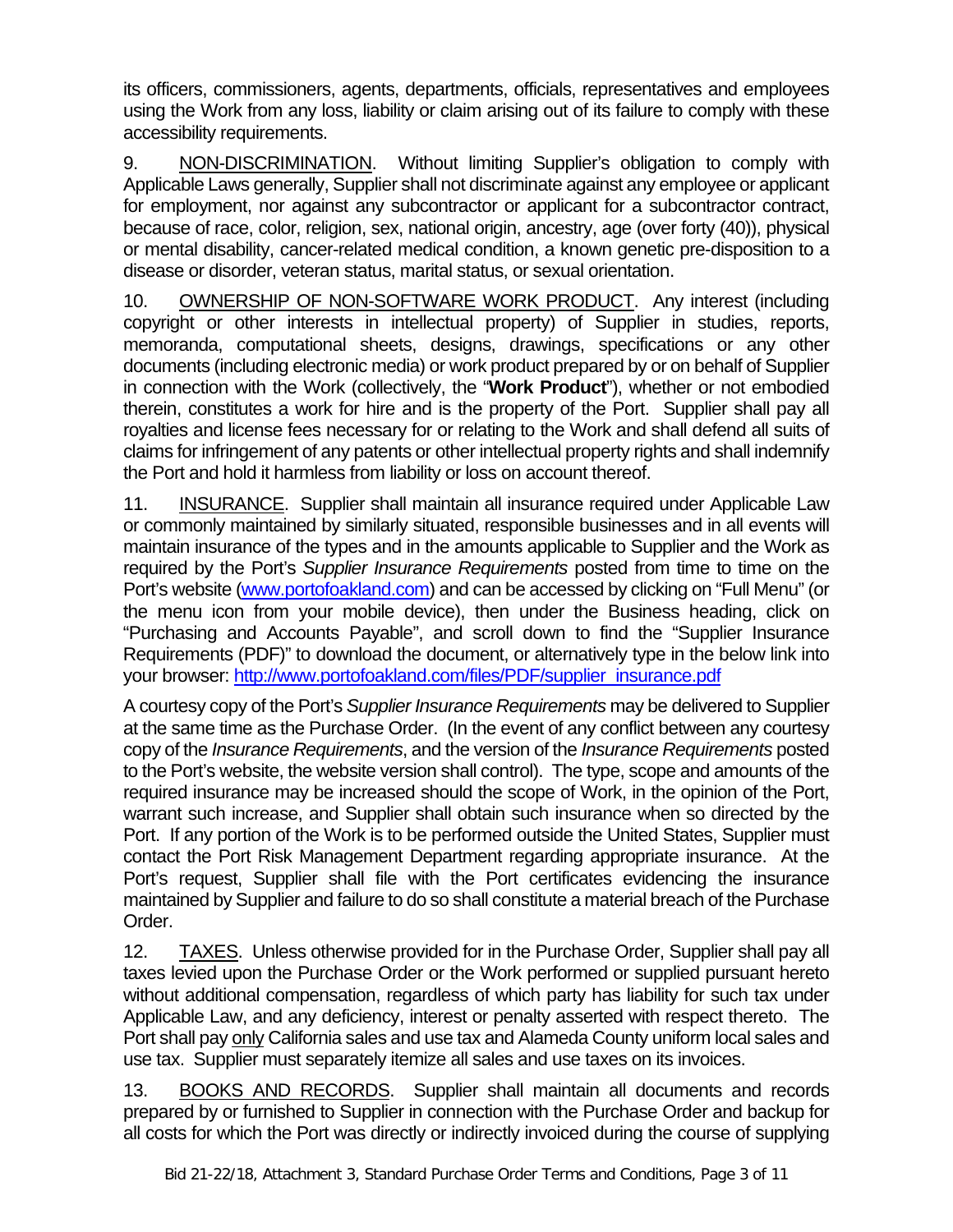its officers, commissioners, agents, departments, officials, representatives and employees using the Work from any loss, liability or claim arising out of its failure to comply with these accessibility requirements.

9. NON-DISCRIMINATION. Without limiting Supplier's obligation to comply with Applicable Laws generally, Supplier shall not discriminate against any employee or applicant for employment, nor against any subcontractor or applicant for a subcontractor contract, because of race, color, religion, sex, national origin, ancestry, age (over forty (40)), physical or mental disability, cancer-related medical condition, a known genetic pre-disposition to a disease or disorder, veteran status, marital status, or sexual orientation.

10. OWNERSHIP OF NON-SOFTWARE WORK PRODUCT. Any interest (including copyright or other interests in intellectual property) of Supplier in studies, reports, memoranda, computational sheets, designs, drawings, specifications or any other documents (including electronic media) or work product prepared by or on behalf of Supplier in connection with the Work (collectively, the "**Work Product**"), whether or not embodied therein, constitutes a work for hire and is the property of the Port. Supplier shall pay all royalties and license fees necessary for or relating to the Work and shall defend all suits of claims for infringement of any patents or other intellectual property rights and shall indemnify the Port and hold it harmless from liability or loss on account thereof.

11. INSURANCE. Supplier shall maintain all insurance required under Applicable Law or commonly maintained by similarly situated, responsible businesses and in all events will maintain insurance of the types and in the amounts applicable to Supplier and the Work as required by the Port's *Supplier Insurance Requirements* posted from time to time on the Port's website (www.portofoakland.com) and can be accessed by clicking on "Full Menu" (or the menu icon from your mobile device), then under the Business heading, click on "Purchasing and Accounts Payable", and scroll down to find the "Supplier Insurance Requirements (PDF)" to download the document, or alternatively type in the below link into your browser: http://www.portofoakland.com/files/PDF/supplier_insurance.pdf

A courtesy copy of the Port's *Supplier Insurance Requirements* may be delivered to Supplier at the same time as the Purchase Order. (In the event of any conflict between any courtesy copy of the *Insurance Requirements*, and the version of the *Insurance Requirements* posted to the Port's website, the website version shall control). The type, scope and amounts of the required insurance may be increased should the scope of Work, in the opinion of the Port, warrant such increase, and Supplier shall obtain such insurance when so directed by the Port. If any portion of the Work is to be performed outside the United States, Supplier must contact the Port Risk Management Department regarding appropriate insurance. At the Port's request, Supplier shall file with the Port certificates evidencing the insurance maintained by Supplier and failure to do so shall constitute a material breach of the Purchase Order.

12. TAXES. Unless otherwise provided for in the Purchase Order, Supplier shall pay all taxes levied upon the Purchase Order or the Work performed or supplied pursuant hereto without additional compensation, regardless of which party has liability for such tax under Applicable Law, and any deficiency, interest or penalty asserted with respect thereto. The Port shall pay only California sales and use tax and Alameda County uniform local sales and use tax. Supplier must separately itemize all sales and use taxes on its invoices.

13. BOOKS AND RECORDS. Supplier shall maintain all documents and records prepared by or furnished to Supplier in connection with the Purchase Order and backup for all costs for which the Port was directly or indirectly invoiced during the course of supplying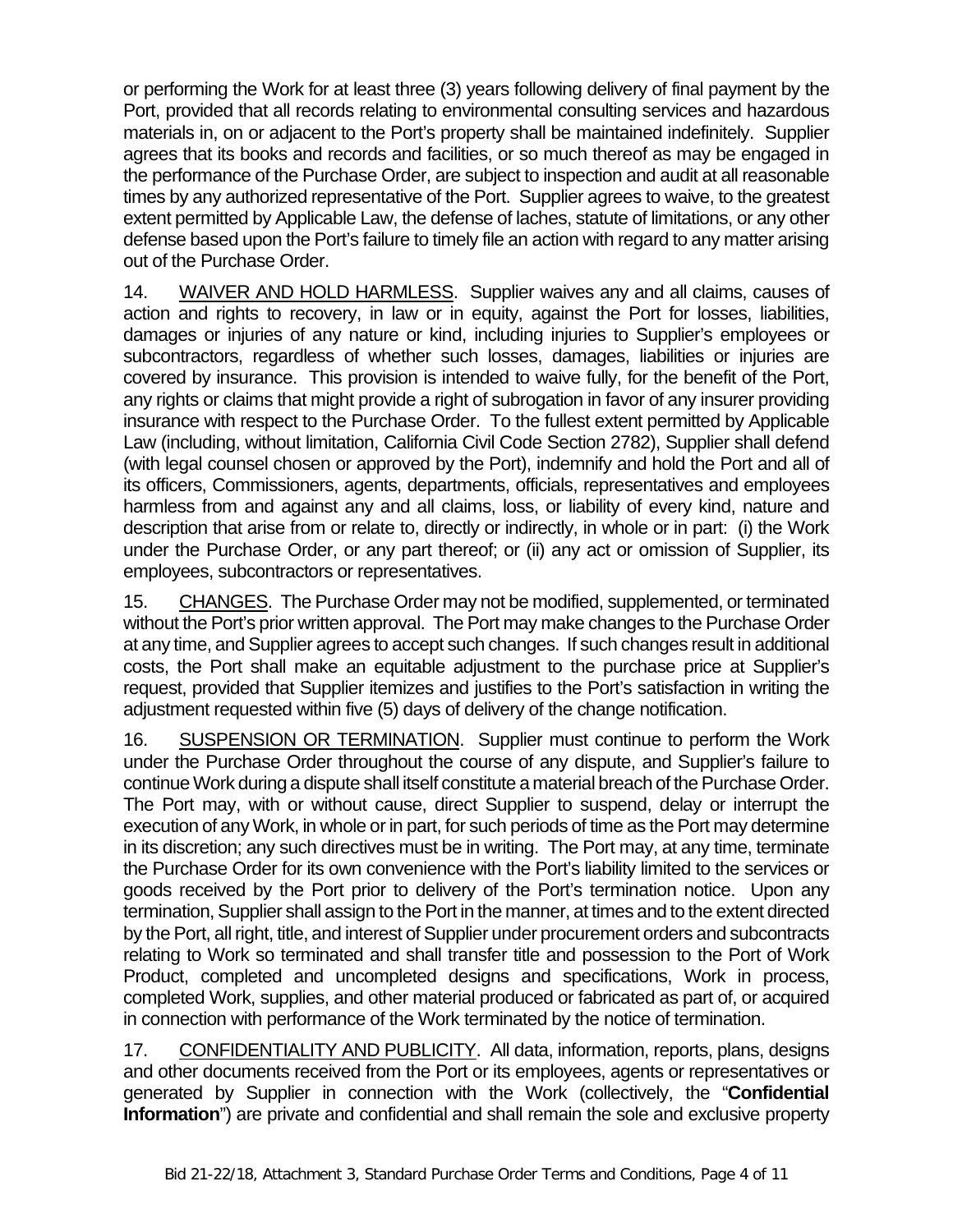or performing the Work for at least three (3) years following delivery of final payment by the Port, provided that all records relating to environmental consulting services and hazardous materials in, on or adjacent to the Port's property shall be maintained indefinitely. Supplier agrees that its books and records and facilities, or so much thereof as may be engaged in the performance of the Purchase Order, are subject to inspection and audit at all reasonable times by any authorized representative of the Port. Supplier agrees to waive, to the greatest extent permitted by Applicable Law, the defense of laches, statute of limitations, or any other defense based upon the Port's failure to timely file an action with regard to any matter arising out of the Purchase Order.

14. WAIVER AND HOLD HARMLESS. Supplier waives any and all claims, causes of action and rights to recovery, in law or in equity, against the Port for losses, liabilities, damages or injuries of any nature or kind, including injuries to Supplier's employees or subcontractors, regardless of whether such losses, damages, liabilities or injuries are covered by insurance. This provision is intended to waive fully, for the benefit of the Port, any rights or claims that might provide a right of subrogation in favor of any insurer providing insurance with respect to the Purchase Order. To the fullest extent permitted by Applicable Law (including, without limitation, California Civil Code Section 2782), Supplier shall defend (with legal counsel chosen or approved by the Port), indemnify and hold the Port and all of its officers, Commissioners, agents, departments, officials, representatives and employees harmless from and against any and all claims, loss, or liability of every kind, nature and description that arise from or relate to, directly or indirectly, in whole or in part: (i) the Work under the Purchase Order, or any part thereof; or (ii) any act or omission of Supplier, its employees, subcontractors or representatives.

15. CHANGES. The Purchase Order may not be modified, supplemented, or terminated without the Port's prior written approval. The Port may make changes to the Purchase Order at any time, and Supplier agrees to accept such changes. If such changes result in additional costs, the Port shall make an equitable adjustment to the purchase price at Supplier's request, provided that Supplier itemizes and justifies to the Port's satisfaction in writing the adjustment requested within five (5) days of delivery of the change notification.

16. SUSPENSION OR TERMINATION. Supplier must continue to perform the Work under the Purchase Order throughout the course of any dispute, and Supplier's failure to continue Work during a dispute shall itself constitute a material breach of the Purchase Order. The Port may, with or without cause, direct Supplier to suspend, delay or interrupt the execution of any Work, in whole or in part, for such periods of time as the Port may determine in its discretion; any such directives must be in writing. The Port may, at any time, terminate the Purchase Order for its own convenience with the Port's liability limited to the services or goods received by the Port prior to delivery of the Port's termination notice. Upon any termination, Supplier shall assign to the Port in the manner, at times and to the extent directed by the Port, all right, title, and interest of Supplier under procurement orders and subcontracts relating to Work so terminated and shall transfer title and possession to the Port of Work Product, completed and uncompleted designs and specifications, Work in process, completed Work, supplies, and other material produced or fabricated as part of, or acquired in connection with performance of the Work terminated by the notice of termination.

17. CONFIDENTIALITY AND PUBLICITY. All data, information, reports, plans, designs and other documents received from the Port or its employees, agents or representatives or generated by Supplier in connection with the Work (collectively, the "**Confidential Information**") are private and confidential and shall remain the sole and exclusive property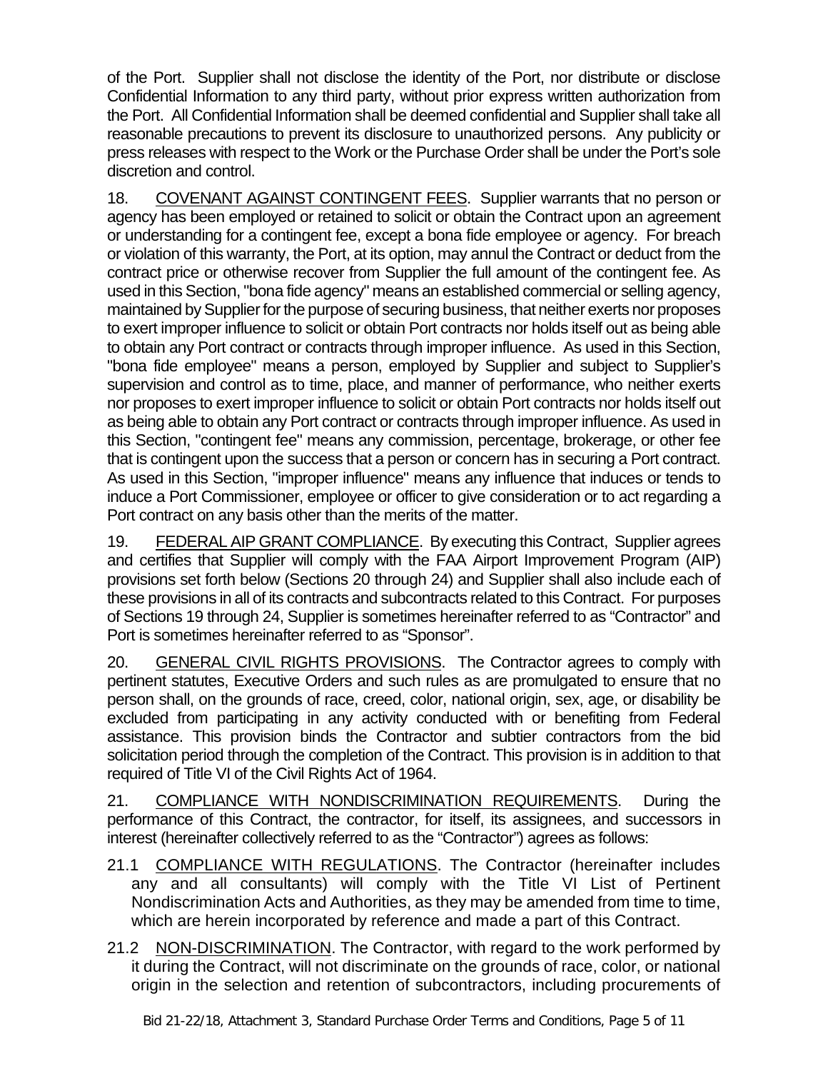of the Port. Supplier shall not disclose the identity of the Port, nor distribute or disclose Confidential Information to any third party, without prior express written authorization from the Port. All Confidential Information shall be deemed confidential and Supplier shall take all reasonable precautions to prevent its disclosure to unauthorized persons. Any publicity or press releases with respect to the Work or the Purchase Order shall be under the Port's sole discretion and control.

18. COVENANT AGAINST CONTINGENT FEES. Supplier warrants that no person or agency has been employed or retained to solicit or obtain the Contract upon an agreement or understanding for a contingent fee, except a bona fide employee or agency. For breach or violation of this warranty, the Port, at its option, may annul the Contract or deduct from the contract price or otherwise recover from Supplier the full amount of the contingent fee. As used in this Section, "bona fide agency" means an established commercial or selling agency, maintained by Supplier for the purpose of securing business, that neither exerts nor proposes to exert improper influence to solicit or obtain Port contracts nor holds itself out as being able to obtain any Port contract or contracts through improper influence. As used in this Section, "bona fide employee" means a person, employed by Supplier and subject to Supplier's supervision and control as to time, place, and manner of performance, who neither exerts nor proposes to exert improper influence to solicit or obtain Port contracts nor holds itself out as being able to obtain any Port contract or contracts through improper influence. As used in this Section, "contingent fee" means any commission, percentage, brokerage, or other fee that is contingent upon the success that a person or concern has in securing a Port contract. As used in this Section, "improper influence" means any influence that induces or tends to induce a Port Commissioner, employee or officer to give consideration or to act regarding a Port contract on any basis other than the merits of the matter.

19. FEDERAL AIP GRANT COMPLIANCE. By executing this Contract, Supplier agrees and certifies that Supplier will comply with the FAA Airport Improvement Program (AIP) provisions set forth below (Sections 20 through 24) and Supplier shall also include each of these provisions in all of its contracts and subcontracts related to this Contract. For purposes of Sections 19 through 24, Supplier is sometimes hereinafter referred to as "Contractor" and Port is sometimes hereinafter referred to as "Sponsor".

20. GENERAL CIVIL RIGHTS PROVISIONS. The Contractor agrees to comply with pertinent statutes, Executive Orders and such rules as are promulgated to ensure that no person shall, on the grounds of race, creed, color, national origin, sex, age, or disability be excluded from participating in any activity conducted with or benefiting from Federal assistance. This provision binds the Contractor and subtier contractors from the bid solicitation period through the completion of the Contract. This provision is in addition to that required of Title VI of the Civil Rights Act of 1964.

21. COMPLIANCE WITH NONDISCRIMINATION REQUIREMENTS. During the performance of this Contract, the contractor, for itself, its assignees, and successors in interest (hereinafter collectively referred to as the "Contractor") agrees as follows:

21.1 COMPLIANCE WITH REGULATIONS. The Contractor (hereinafter includes any and all consultants) will comply with the Title VI List of Pertinent Nondiscrimination Acts and Authorities, as they may be amended from time to time, which are herein incorporated by reference and made a part of this Contract.

21.2 NON-DISCRIMINATION. The Contractor, with regard to the work performed by it during the Contract, will not discriminate on the grounds of race, color, or national origin in the selection and retention of subcontractors, including procurements of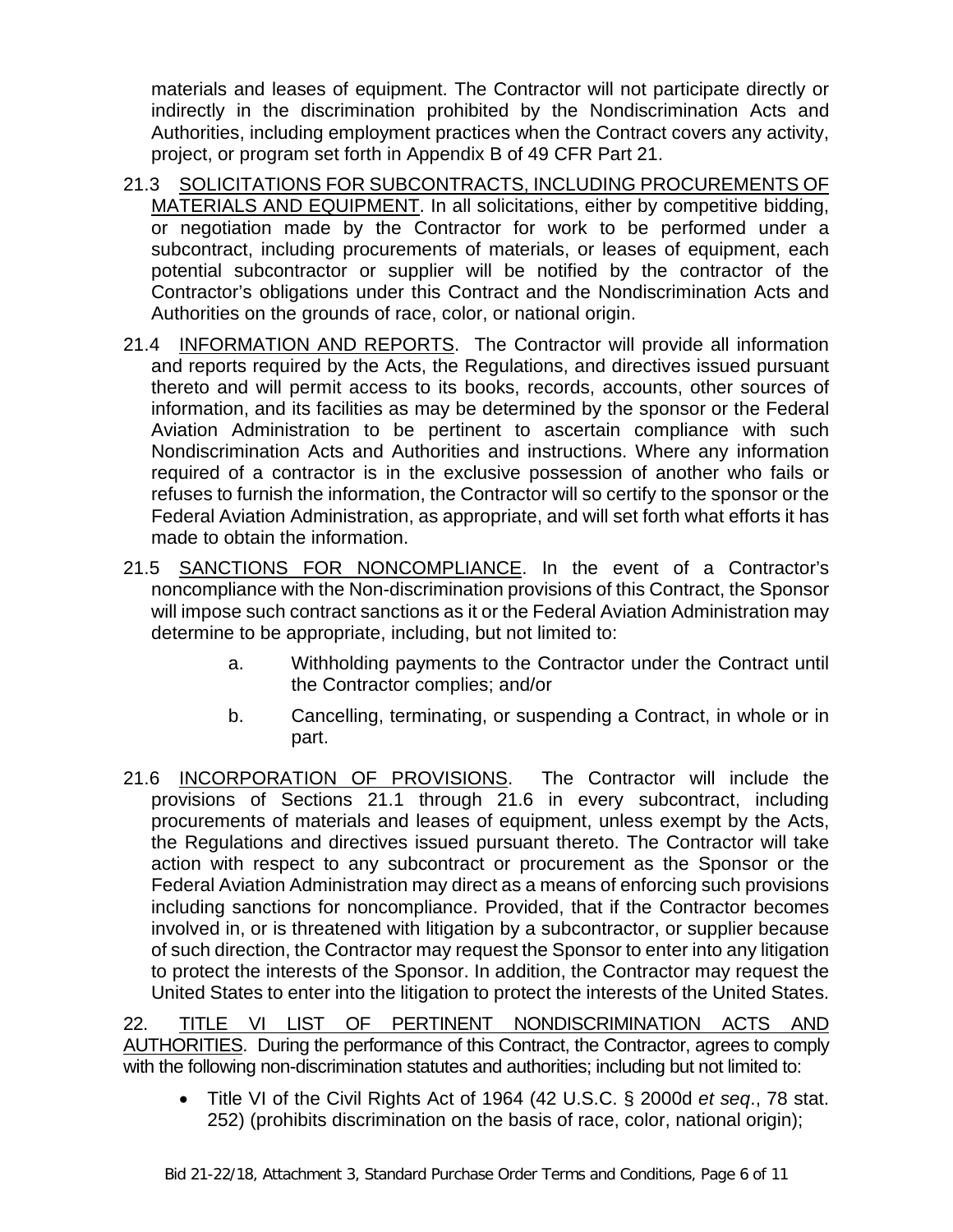materials and leases of equipment. The Contractor will not participate directly or indirectly in the discrimination prohibited by the Nondiscrimination Acts and Authorities, including employment practices when the Contract covers any activity, project, or program set forth in Appendix B of 49 CFR Part 21.

21.3 <u>SOLICITATIONS FOR SUBCONTRACTS, INCLUDING PROCUREMENTS OF MATERIALS AND EQUIPMENT</u>. In all solicitations, either by competitive bidding, or negotiation made by the Contractor for work to be performed under a subcontract, including procurements of materials, or leases of equipment, each potential subcontractor or supplier will be notified by the contractor of the Contractor's obligations under this Contract and the Nondiscrimination Acts and Authorities on the grounds of race, color, or national origin.

21.4 <u>INFORMATION AND REPORTS</u>. The Contractor will provide all information and reports required by the Acts, the Regulations, and directives issued pursuant thereto and will permit access to its books, records, accounts, other sources of information, and its facilities as may be determined by the sponsor or the Federal Aviation Administration to be pertinent to ascertain compliance with such Nondiscrimination Acts and Authorities and instructions. Where any information required of a contractor is in the exclusive possession of another who fails or refuses to furnish the information, the Contractor will so certify to the sponsor or the Federal Aviation Administration, as appropriate, and will set forth what efforts it has made to obtain the information.

21.5 <u>SANCTIONS FOR NONCOMPLIANCE</u>. In the event of a Contractor's noncompliance with the Non-discrimination provisions of this Contract, the Sponsor will impose such contract sanctions as it or the Federal Aviation Administration may determine to be appropriate, including, but not limited to:

a. Withholding payments to the Contractor under the Contract until the Contractor complies; and/or

b. Cancelling, terminating, or suspending a Contract, in whole or in part.

21.6 <u>INCORPORATION OF PROVISIONS</u>. The Contractor will include the provisions of Sections 21.1 through 21.6 in every subcontract, including procurements of materials and leases of equipment, unless exempt by the Acts, the Regulations and directives issued pursuant thereto. The Contractor will take action with respect to any subcontract or procurement as the Sponsor or the Federal Aviation Administration may direct as a means of enforcing such provisions including sanctions for noncompliance. Provided, that if the Contractor becomes involved in, or is threatened with litigation by a subcontractor, or supplier because of such direction, the Contractor may request the Sponsor to enter into any litigation to protect the interests of the Sponsor. In addition, the Contractor may request the United States to enter into the litigation to protect the interests of the United States.

22. <u>TITLE VI LIST OF PERTINENT NONDISCRIMINATION ACTS AND AUTHORITIES</u>. During the performance of this Contract, the Contractor, agrees to comply with the following non-discrimination statutes and authorities; including but not limited to:

- Title VI of the Civil Rights Act of 1964 (42 U.S.C. § 2000d *et seq*., 78 stat. 252) (prohibits discrimination on the basis of race, color, national origin);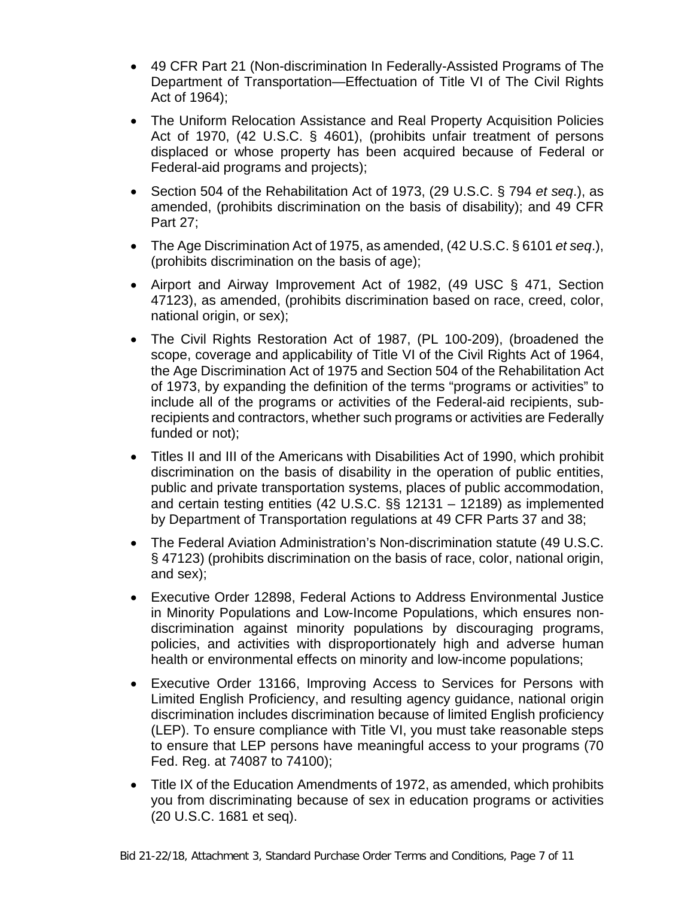- 49 CFR Part 21 (Non-discrimination In Federally-Assisted Programs of The Department of Transportation—Effectuation of Title VI of The Civil Rights Act of 1964);
- The Uniform Relocation Assistance and Real Property Acquisition Policies Act of 1970, (42 U.S.C. § 4601), (prohibits unfair treatment of persons displaced or whose property has been acquired because of Federal or Federal-aid programs and projects);
- Section 504 of the Rehabilitation Act of 1973, (29 U.S.C. § 794 *et seq*.), as amended, (prohibits discrimination on the basis of disability); and 49 CFR Part 27;
- The Age Discrimination Act of 1975, as amended, (42 U.S.C. § 6101 *et seq*.), (prohibits discrimination on the basis of age);
- Airport and Airway Improvement Act of 1982, (49 USC § 471, Section 47123), as amended, (prohibits discrimination based on race, creed, color, national origin, or sex);
- The Civil Rights Restoration Act of 1987, (PL 100-209), (broadened the scope, coverage and applicability of Title VI of the Civil Rights Act of 1964, the Age Discrimination Act of 1975 and Section 504 of the Rehabilitation Act of 1973, by expanding the definition of the terms "programs or activities" to include all of the programs or activities of the Federal-aid recipients, sub-recipients and contractors, whether such programs or activities are Federally funded or not);
- Titles II and III of the Americans with Disabilities Act of 1990, which prohibit discrimination on the basis of disability in the operation of public entities, public and private transportation systems, places of public accommodation, and certain testing entities (42 U.S.C. §§ 12131 – 12189) as implemented by Department of Transportation regulations at 49 CFR Parts 37 and 38;
- The Federal Aviation Administration's Non-discrimination statute (49 U.S.C. § 47123) (prohibits discrimination on the basis of race, color, national origin, and sex);
- Executive Order 12898, Federal Actions to Address Environmental Justice in Minority Populations and Low-Income Populations, which ensures non-discrimination against minority populations by discouraging programs, policies, and activities with disproportionately high and adverse human health or environmental effects on minority and low-income populations;
- Executive Order 13166, Improving Access to Services for Persons with Limited English Proficiency, and resulting agency guidance, national origin discrimination includes discrimination because of limited English proficiency (LEP). To ensure compliance with Title VI, you must take reasonable steps to ensure that LEP persons have meaningful access to your programs (70 Fed. Reg. at 74087 to 74100);
- Title IX of the Education Amendments of 1972, as amended, which prohibits you from discriminating because of sex in education programs or activities (20 U.S.C. 1681 et seq).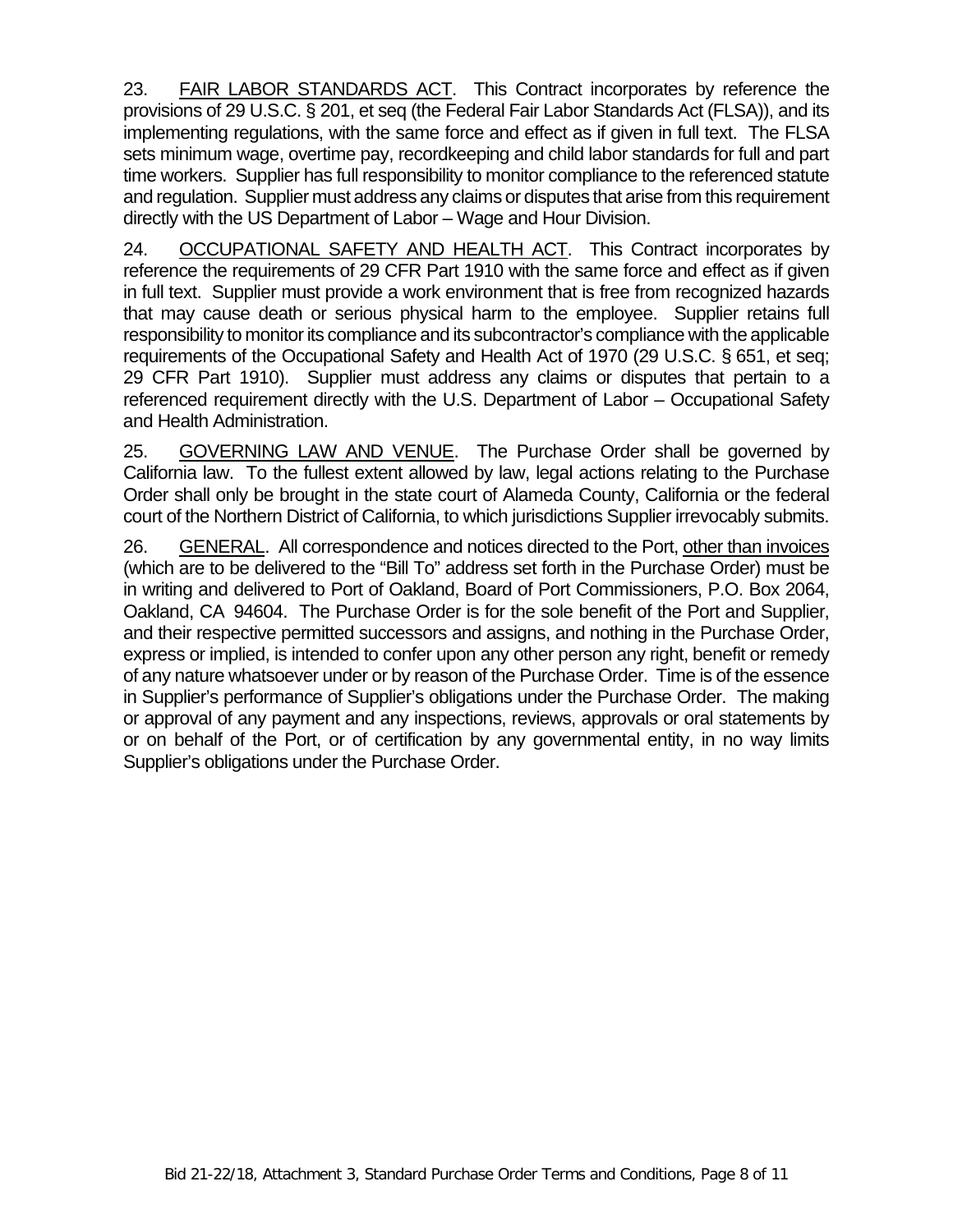23. <u>FAIR LABOR STANDARDS ACT</u>. This Contract incorporates by reference the provisions of 29 U.S.C. § 201, et seq (the Federal Fair Labor Standards Act (FLSA)), and its implementing regulations, with the same force and effect as if given in full text. The FLSA sets minimum wage, overtime pay, recordkeeping and child labor standards for full and part time workers. Supplier has full responsibility to monitor compliance to the referenced statute and regulation. Supplier must address any claims or disputes that arise from this requirement directly with the US Department of Labor – Wage and Hour Division.

24. <u>OCCUPATIONAL SAFETY AND HEALTH ACT</u>. This Contract incorporates by reference the requirements of 29 CFR Part 1910 with the same force and effect as if given in full text. Supplier must provide a work environment that is free from recognized hazards that may cause death or serious physical harm to the employee. Supplier retains full responsibility to monitor its compliance and its subcontractor's compliance with the applicable requirements of the Occupational Safety and Health Act of 1970 (29 U.S.C. § 651, et seq; 29 CFR Part 1910). Supplier must address any claims or disputes that pertain to a referenced requirement directly with the U.S. Department of Labor – Occupational Safety and Health Administration.

25. <u>GOVERNING LAW AND VENUE</u>. The Purchase Order shall be governed by California law. To the fullest extent allowed by law, legal actions relating to the Purchase Order shall only be brought in the state court of Alameda County, California or the federal court of the Northern District of California, to which jurisdictions Supplier irrevocably submits.

26. <u>GENERAL</u>. All correspondence and notices directed to the Port, <u>other than invoices</u> (which are to be delivered to the "Bill To" address set forth in the Purchase Order) must be in writing and delivered to Port of Oakland, Board of Port Commissioners, P.O. Box 2064, Oakland, CA 94604. The Purchase Order is for the sole benefit of the Port and Supplier, and their respective permitted successors and assigns, and nothing in the Purchase Order, express or implied, is intended to confer upon any other person any right, benefit or remedy of any nature whatsoever under or by reason of the Purchase Order. Time is of the essence in Supplier's performance of Supplier's obligations under the Purchase Order. The making or approval of any payment and any inspections, reviews, approvals or oral statements by or on behalf of the Port, or of certification by any governmental entity, in no way limits Supplier's obligations under the Purchase Order.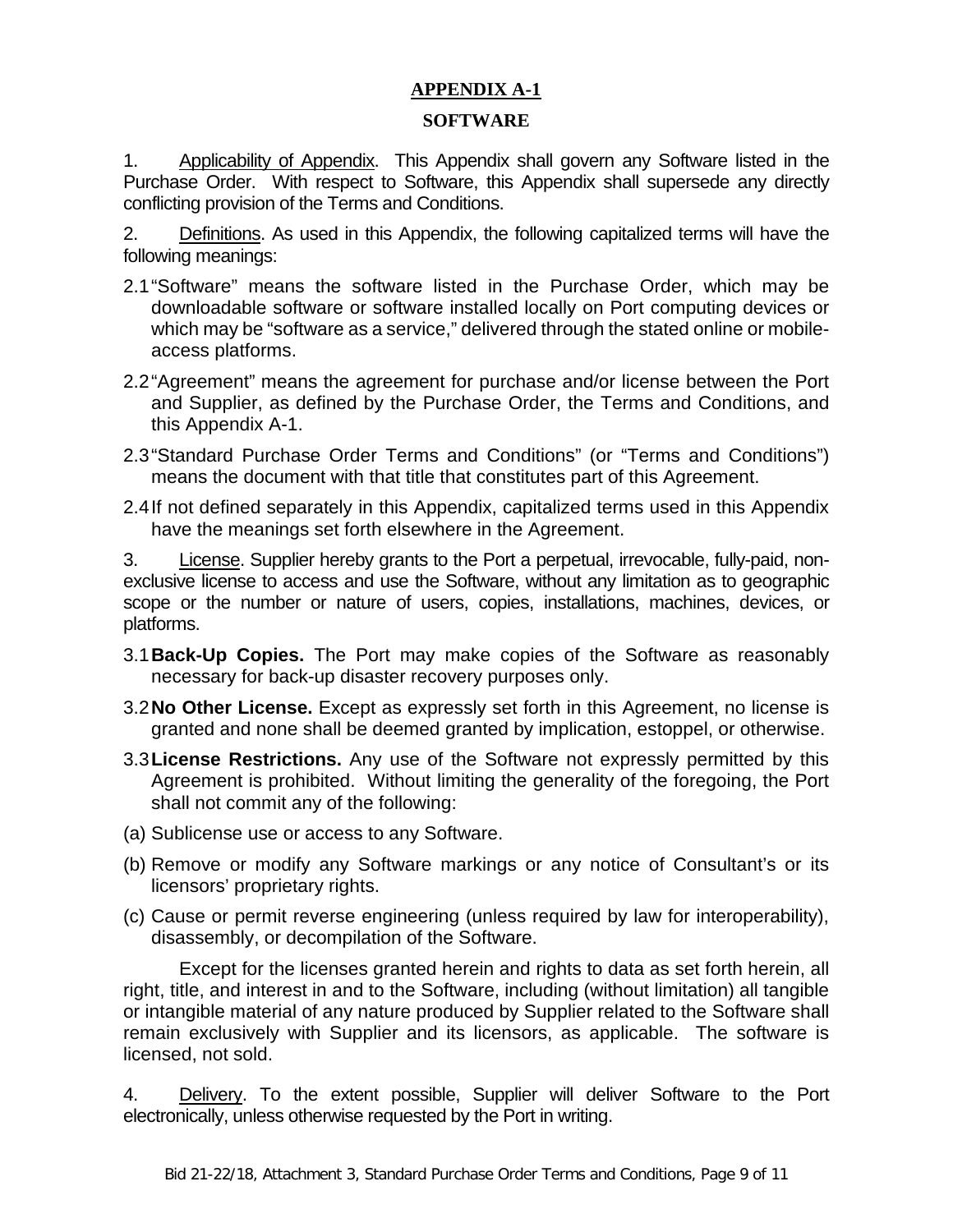## APPENDIX A-1

## SOFTWARE

1. Applicability of Appendix. This Appendix shall govern any Software listed in the Purchase Order. With respect to Software, this Appendix shall supersede any directly conflicting provision of the Terms and Conditions.

2. Definitions. As used in this Appendix, the following capitalized terms will have the following meanings:

2.1 "Software" means the software listed in the Purchase Order, which may be downloadable software or software installed locally on Port computing devices or which may be "software as a service," delivered through the stated online or mobile-access platforms.

2.2 "Agreement" means the agreement for purchase and/or license between the Port and Supplier, as defined by the Purchase Order, the Terms and Conditions, and this Appendix A-1.

2.3 "Standard Purchase Order Terms and Conditions" (or "Terms and Conditions") means the document with that title that constitutes part of this Agreement.

2.4 If not defined separately in this Appendix, capitalized terms used in this Appendix have the meanings set forth elsewhere in the Agreement.

3. License. Supplier hereby grants to the Port a perpetual, irrevocable, fully-paid, non-exclusive license to access and use the Software, without any limitation as to geographic scope or the number or nature of users, copies, installations, machines, devices, or platforms.

3.1 **Back-Up Copies.** The Port may make copies of the Software as reasonably necessary for back-up disaster recovery purposes only.

3.2 **No Other License.** Except as expressly set forth in this Agreement, no license is granted and none shall be deemed granted by implication, estoppel, or otherwise.

3.3 **License Restrictions.** Any use of the Software not expressly permitted by this Agreement is prohibited. Without limiting the generality of the foregoing, the Port shall not commit any of the following:

(a) Sublicense use or access to any Software.

(b) Remove or modify any Software markings or any notice of Consultant's or its licensors' proprietary rights.

(c) Cause or permit reverse engineering (unless required by law for interoperability), disassembly, or decompilation of the Software.

Except for the licenses granted herein and rights to data as set forth herein, all right, title, and interest in and to the Software, including (without limitation) all tangible or intangible material of any nature produced by Supplier related to the Software shall remain exclusively with Supplier and its licensors, as applicable. The software is licensed, not sold.

4. Delivery. To the extent possible, Supplier will deliver Software to the Port electronically, unless otherwise requested by the Port in writing.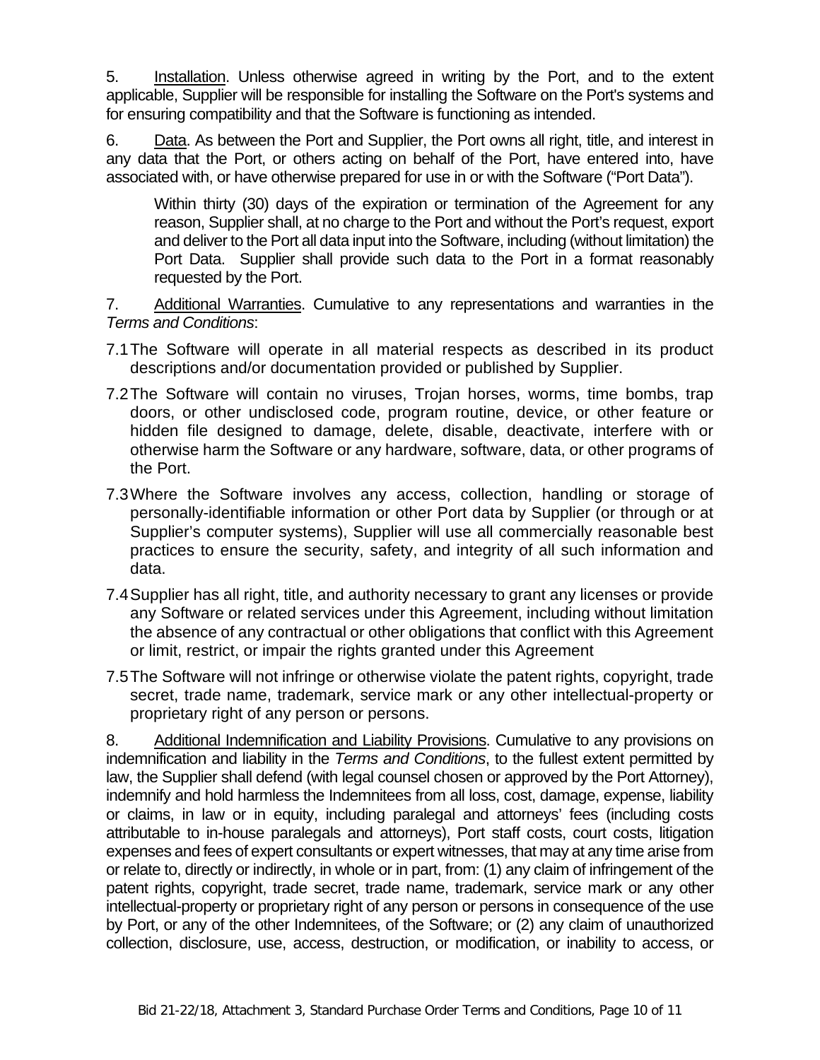5. Installation. Unless otherwise agreed in writing by the Port, and to the extent applicable, Supplier will be responsible for installing the Software on the Port's systems and for ensuring compatibility and that the Software is functioning as intended.

6. Data. As between the Port and Supplier, the Port owns all right, title, and interest in any data that the Port, or others acting on behalf of the Port, have entered into, have associated with, or have otherwise prepared for use in or with the Software ("Port Data").

> Within thirty (30) days of the expiration or termination of the Agreement for any reason, Supplier shall, at no charge to the Port and without the Port's request, export and deliver to the Port all data input into the Software, including (without limitation) the Port Data. Supplier shall provide such data to the Port in a format reasonably requested by the Port.

7. Additional Warranties. Cumulative to any representations and warranties in the *Terms and Conditions*:

7.1 The Software will operate in all material respects as described in its product descriptions and/or documentation provided or published by Supplier.

7.2 The Software will contain no viruses, Trojan horses, worms, time bombs, trap doors, or other undisclosed code, program routine, device, or other feature or hidden file designed to damage, delete, disable, deactivate, interfere with or otherwise harm the Software or any hardware, software, data, or other programs of the Port.

7.3 Where the Software involves any access, collection, handling or storage of personally-identifiable information or other Port data by Supplier (or through or at Supplier's computer systems), Supplier will use all commercially reasonable best practices to ensure the security, safety, and integrity of all such information and data.

7.4 Supplier has all right, title, and authority necessary to grant any licenses or provide any Software or related services under this Agreement, including without limitation the absence of any contractual or other obligations that conflict with this Agreement or limit, restrict, or impair the rights granted under this Agreement

7.5 The Software will not infringe or otherwise violate the patent rights, copyright, trade secret, trade name, trademark, service mark or any other intellectual-property or proprietary right of any person or persons.

8. Additional Indemnification and Liability Provisions. Cumulative to any provisions on indemnification and liability in the *Terms and Conditions*, to the fullest extent permitted by law, the Supplier shall defend (with legal counsel chosen or approved by the Port Attorney), indemnify and hold harmless the Indemnitees from all loss, cost, damage, expense, liability or claims, in law or in equity, including paralegal and attorneys' fees (including costs attributable to in-house paralegals and attorneys), Port staff costs, court costs, litigation expenses and fees of expert consultants or expert witnesses, that may at any time arise from or relate to, directly or indirectly, in whole or in part, from: (1) any claim of infringement of the patent rights, copyright, trade secret, trade name, trademark, service mark or any other intellectual-property or proprietary right of any person or persons in consequence of the use by Port, or any of the other Indemnitees, of the Software; or (2) any claim of unauthorized collection, disclosure, use, access, destruction, or modification, or inability to access, or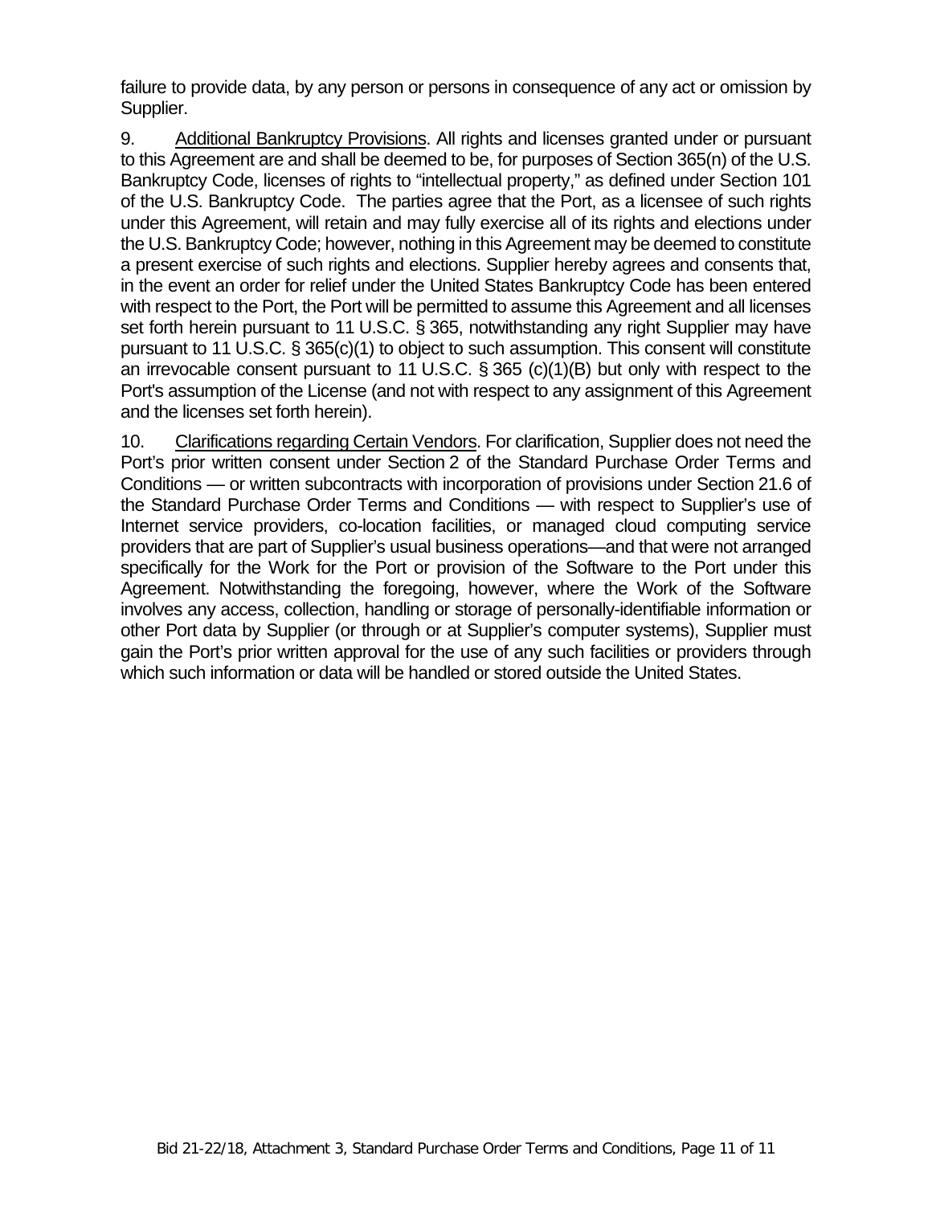failure to provide data, by any person or persons in consequence of any act or omission by Supplier.

9. Additional Bankruptcy Provisions. All rights and licenses granted under or pursuant to this Agreement are and shall be deemed to be, for purposes of Section 365(n) of the U.S. Bankruptcy Code, licenses of rights to "intellectual property," as defined under Section 101 of the U.S. Bankruptcy Code. The parties agree that the Port, as a licensee of such rights under this Agreement, will retain and may fully exercise all of its rights and elections under the U.S. Bankruptcy Code; however, nothing in this Agreement may be deemed to constitute a present exercise of such rights and elections. Supplier hereby agrees and consents that, in the event an order for relief under the United States Bankruptcy Code has been entered with respect to the Port, the Port will be permitted to assume this Agreement and all licenses set forth herein pursuant to 11 U.S.C. § 365, notwithstanding any right Supplier may have pursuant to 11 U.S.C. § 365(c)(1) to object to such assumption. This consent will constitute an irrevocable consent pursuant to 11 U.S.C. § 365 (c)(1)(B) but only with respect to the Port's assumption of the License (and not with respect to any assignment of this Agreement and the licenses set forth herein).

10. Clarifications regarding Certain Vendors. For clarification, Supplier does not need the Port's prior written consent under Section 2 of the Standard Purchase Order Terms and Conditions — or written subcontracts with incorporation of provisions under Section 21.6 of the Standard Purchase Order Terms and Conditions — with respect to Supplier's use of Internet service providers, co-location facilities, or managed cloud computing service providers that are part of Supplier's usual business operations—and that were not arranged specifically for the Work for the Port or provision of the Software to the Port under this Agreement. Notwithstanding the foregoing, however, where the Work of the Software involves any access, collection, handling or storage of personally-identifiable information or other Port data by Supplier (or through or at Supplier's computer systems), Supplier must gain the Port's prior written approval for the use of any such facilities or providers through which such information or data will be handled or stored outside the United States.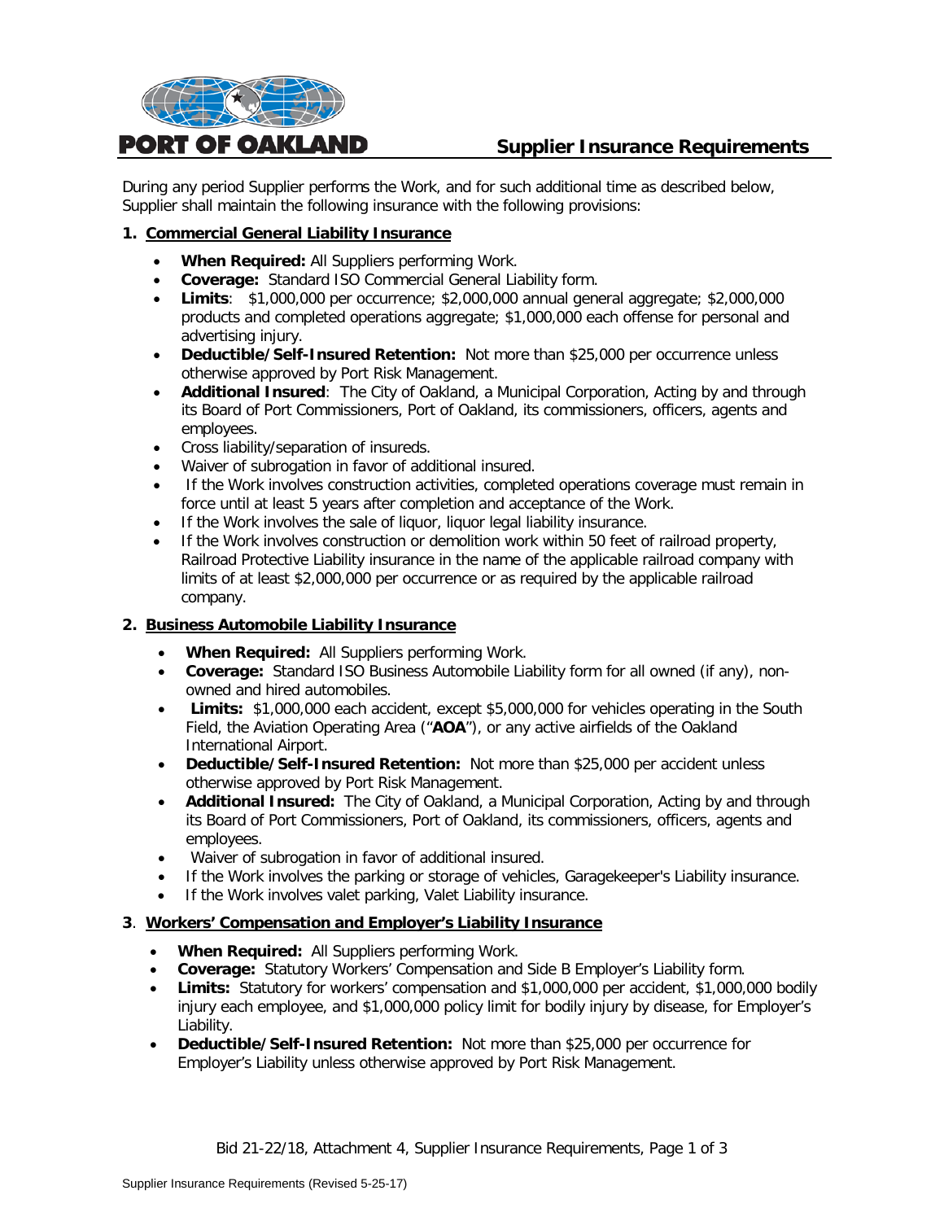# Supplier Insurance Requirements

During any period Supplier performs the Work, and for such additional time as described below, Supplier shall maintain the following insurance with the following provisions:

## 1. Commercial General Liability Insurance

- **When Required:** All Suppliers performing Work.
- **Coverage:** Standard ISO Commercial General Liability form.
- **Limits**: $1,000,000 per occurrence; $2,000,000 annual general aggregate; $2,000,000 products and completed operations aggregate; $1,000,000 each offense for personal and advertising injury.
- **Deductible/Self-Insured Retention:** Not more than $25,000 per occurrence unless otherwise approved by Port Risk Management.
- **Additional Insured**: The City of Oakland, a Municipal Corporation, Acting by and through its Board of Port Commissioners, Port of Oakland, its commissioners, officers, agents and employees.
- Cross liability/separation of insureds.
- Waiver of subrogation in favor of additional insured.
- If the Work involves construction activities, completed operations coverage must remain in force until at least 5 years after completion and acceptance of the Work.
- If the Work involves the sale of liquor, liquor legal liability insurance.
- If the Work involves construction or demolition work within 50 feet of railroad property, Railroad Protective Liability insurance in the name of the applicable railroad company with limits of at least $2,000,000 per occurrence or as required by the applicable railroad company.

## 2. Business Automobile Liability Insurance

- **When Required:** All Suppliers performing Work.
- **Coverage:** Standard ISO Business Automobile Liability form for all owned (if any), non-owned and hired automobiles.
- **Limits:** $1,000,000 each accident, except $5,000,000 for vehicles operating in the South Field, the Aviation Operating Area ("**AOA**"), or any active airfields of the Oakland International Airport.
- **Deductible/Self-Insured Retention:** Not more than $25,000 per accident unless otherwise approved by Port Risk Management.
- **Additional Insured:** The City of Oakland, a Municipal Corporation, Acting by and through its Board of Port Commissioners, Port of Oakland, its commissioners, officers, agents and employees.
- Waiver of subrogation in favor of additional insured.
- If the Work involves the parking or storage of vehicles, Garagekeeper's Liability insurance.
- If the Work involves valet parking, Valet Liability insurance.

## 3. Workers' Compensation and Employer's Liability Insurance

- **When Required:** All Suppliers performing Work.
- **Coverage:** Statutory Workers' Compensation and Side B Employer's Liability form.
- **Limits:** Statutory for workers' compensation and $1,000,000 per accident, $1,000,000 bodily injury each employee, and $1,000,000 policy limit for bodily injury by disease, for Employer's Liability.
- **Deductible/Self-Insured Retention:** Not more than $25,000 per occurrence for Employer's Liability unless otherwise approved by Port Risk Management.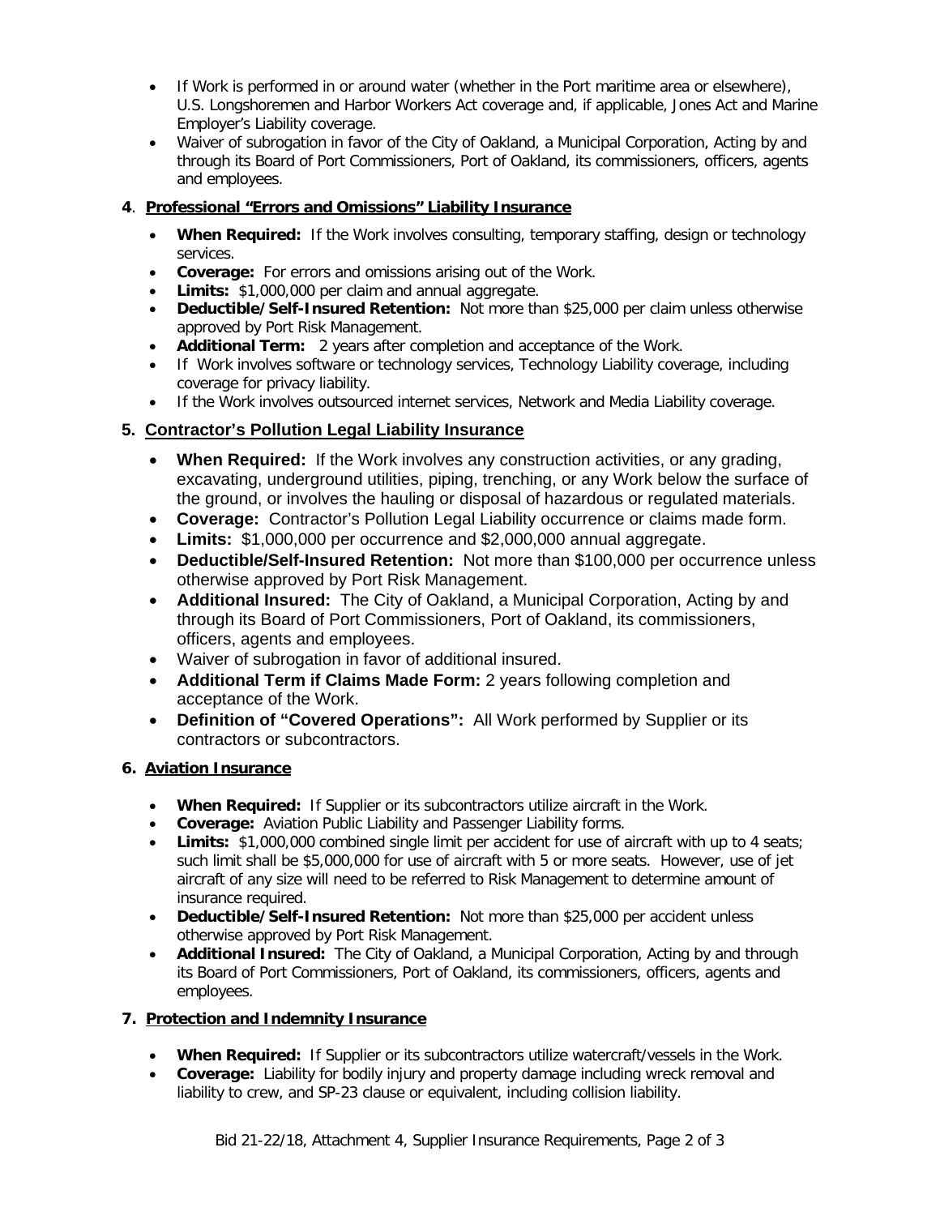- If Work is performed in or around water (whether in the Port maritime area or elsewhere), U.S. Longshoremen and Harbor Workers Act coverage and, if applicable, Jones Act and Marine Employer's Liability coverage.
- Waiver of subrogation in favor of the City of Oakland, a Municipal Corporation, Acting by and through its Board of Port Commissioners, Port of Oakland, its commissioners, officers, agents and employees.

### 4. Professional "Errors and Omissions" Liability Insurance

- **When Required:** If the Work involves consulting, temporary staffing, design or technology services.
- **Coverage:** For errors and omissions arising out of the Work.
- **Limits:** $1,000,000 per claim and annual aggregate.
- **Deductible/Self-Insured Retention:** Not more than $25,000 per claim unless otherwise approved by Port Risk Management.
- **Additional Term:** 2 years after completion and acceptance of the Work.
- If Work involves software or technology services, Technology Liability coverage, including coverage for privacy liability.
- If the Work involves outsourced internet services, Network and Media Liability coverage.

### 5. Contractor's Pollution Legal Liability Insurance

- **When Required:** If the Work involves any construction activities, or any grading, excavating, underground utilities, piping, trenching, or any Work below the surface of the ground, or involves the hauling or disposal of hazardous or regulated materials.
- **Coverage:** Contractor's Pollution Legal Liability occurrence or claims made form.
- **Limits:** $1,000,000 per occurrence and $2,000,000 annual aggregate.
- **Deductible/Self-Insured Retention:** Not more than $100,000 per occurrence unless otherwise approved by Port Risk Management.
- **Additional Insured:** The City of Oakland, a Municipal Corporation, Acting by and through its Board of Port Commissioners, Port of Oakland, its commissioners, officers, agents and employees.
- Waiver of subrogation in favor of additional insured.
- **Additional Term if Claims Made Form:** 2 years following completion and acceptance of the Work.
- **Definition of "Covered Operations":** All Work performed by Supplier or its contractors or subcontractors.

### 6. Aviation Insurance

- **When Required:** If Supplier or its subcontractors utilize aircraft in the Work.
- **Coverage:** Aviation Public Liability and Passenger Liability forms.
- **Limits:** $1,000,000 combined single limit per accident for use of aircraft with up to 4 seats; such limit shall be $5,000,000 for use of aircraft with 5 or more seats. However, use of jet aircraft of any size will need to be referred to Risk Management to determine amount of insurance required.
- **Deductible/Self-Insured Retention:** Not more than $25,000 per accident unless otherwise approved by Port Risk Management.
- **Additional Insured:** The City of Oakland, a Municipal Corporation, Acting by and through its Board of Port Commissioners, Port of Oakland, its commissioners, officers, agents and employees.

### 7. Protection and Indemnity Insurance

- **When Required:** If Supplier or its subcontractors utilize watercraft/vessels in the Work.
- **Coverage:** Liability for bodily injury and property damage including wreck removal and liability to crew, and SP-23 clause or equivalent, including collision liability.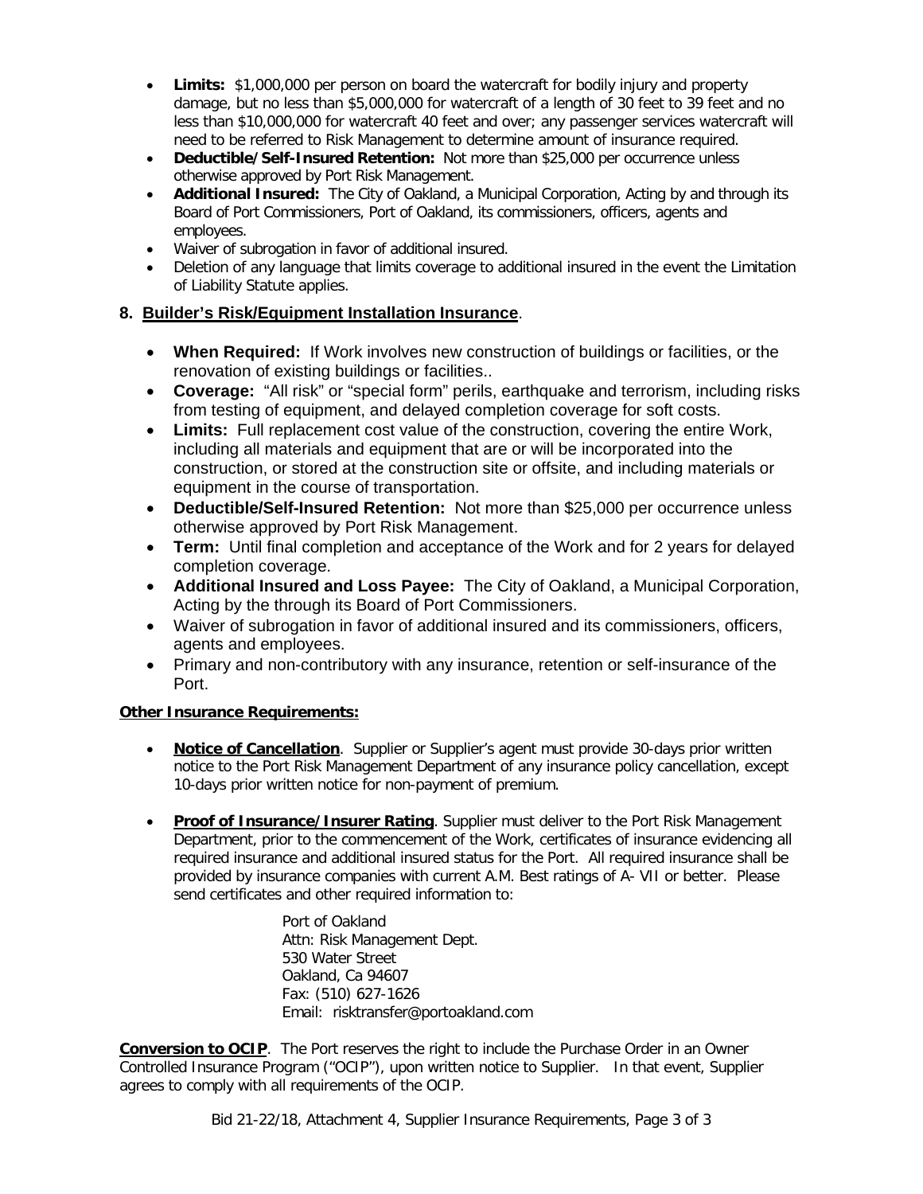- **Limits:** $1,000,000 per person on board the watercraft for bodily injury and property damage, but no less than $5,000,000 for watercraft of a length of 30 feet to 39 feet and no less than $10,000,000 for watercraft 40 feet and over; any passenger services watercraft will need to be referred to Risk Management to determine amount of insurance required.
- **Deductible/Self-Insured Retention:** Not more than $25,000 per occurrence unless otherwise approved by Port Risk Management.
- **Additional Insured:** The City of Oakland, a Municipal Corporation, Acting by and through its Board of Port Commissioners, Port of Oakland, its commissioners, officers, agents and employees.
- Waiver of subrogation in favor of additional insured.
- Deletion of any language that limits coverage to additional insured in the event the Limitation of Liability Statute applies.

## 8. <u>Builder's Risk/Equipment Installation Insurance</u>.

- **When Required:** If Work involves new construction of buildings or facilities, or the renovation of existing buildings or facilities..
- **Coverage:** "All risk" or "special form" perils, earthquake and terrorism, including risks from testing of equipment, and delayed completion coverage for soft costs.
- **Limits:** Full replacement cost value of the construction, covering the entire Work, including all materials and equipment that are or will be incorporated into the construction, or stored at the construction site or offsite, and including materials or equipment in the course of transportation.
- **Deductible/Self-Insured Retention:** Not more than $25,000 per occurrence unless otherwise approved by Port Risk Management.
- **Term:** Until final completion and acceptance of the Work and for 2 years for delayed completion coverage.
- **Additional Insured and Loss Payee:** The City of Oakland, a Municipal Corporation, Acting by the through its Board of Port Commissioners.
- Waiver of subrogation in favor of additional insured and its commissioners, officers, agents and employees.
- Primary and non-contributory with any insurance, retention or self-insurance of the Port.

**<u>Other Insurance Requirements:</u>**

- **<u>Notice of Cancellation</u>**. Supplier or Supplier's agent must provide 30-days prior written notice to the Port Risk Management Department of any insurance policy cancellation, except 10-days prior written notice for non-payment of premium.

- **<u>Proof of Insurance/Insurer Rating</u>**. Supplier must deliver to the Port Risk Management Department, prior to the commencement of the Work, certificates of insurance evidencing all required insurance and additional insured status for the Port. All required insurance shall be provided by insurance companies with current A.M. Best ratings of A- VII or better. Please send certificates and other required information to:

  Port of Oakland
  Attn: Risk Management Dept.
  530 Water Street
  Oakland, Ca 94607
  Fax: (510) 627-1626
  Email: risktransfer@portoakland.com

**<u>Conversion to OCIP</u>**. The Port reserves the right to include the Purchase Order in an Owner Controlled Insurance Program ("OCIP"), upon written notice to Supplier. In that event, Supplier agrees to comply with all requirements of the OCIP.

Bid 21-22/18, Attachment 4, Supplier Insurance Requirements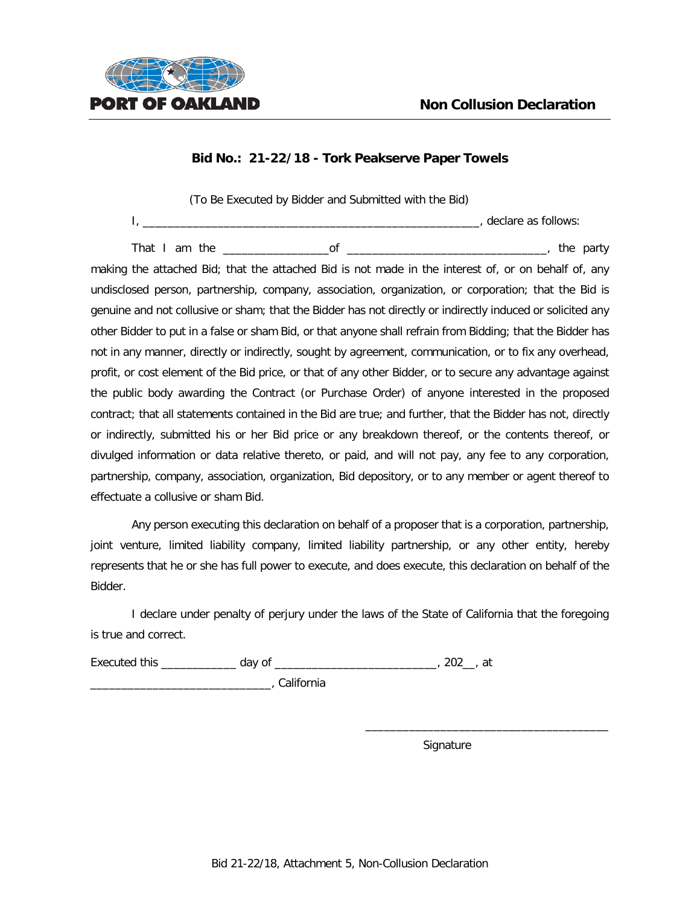PORT OF OAKLAND

# Non Collusion Declaration

## Bid No.: 21-22/18 - Tork Peakserve Paper Towels

(To Be Executed by Bidder and Submitted with the Bid)

I, ______________________________________________________, declare as follows:

That I am the _________________of ________________________________, the party making the attached Bid; that the attached Bid is not made in the interest of, or on behalf of, any undisclosed person, partnership, company, association, organization, or corporation; that the Bid is genuine and not collusive or sham; that the Bidder has not directly or indirectly induced or solicited any other Bidder to put in a false or sham Bid, or that anyone shall refrain from Bidding; that the Bidder has not in any manner, directly or indirectly, sought by agreement, communication, or to fix any overhead, profit, or cost element of the Bid price, or that of any other Bidder, or to secure any advantage against the public body awarding the Contract (or Purchase Order) of anyone interested in the proposed contract; that all statements contained in the Bid are true; and further, that the Bidder has not, directly or indirectly, submitted his or her Bid price or any breakdown thereof, or the contents thereof, or divulged information or data relative thereto, or paid, and will not pay, any fee to any corporation, partnership, company, association, organization, Bid depository, or to any member or agent thereof to effectuate a collusive or sham Bid.

Any person executing this declaration on behalf of a proposer that is a corporation, partnership, joint venture, limited liability company, limited liability partnership, or any other entity, hereby represents that he or she has full power to execute, and does execute, this declaration on behalf of the Bidder.

I declare under penalty of perjury under the laws of the State of California that the foregoing is true and correct.

Executed this ____________ day of __________________________, 202__, at _____________________________, California

_______________________________________
Signature

Bid 21-22/18, Attachment 5, Non-Collusion Declaration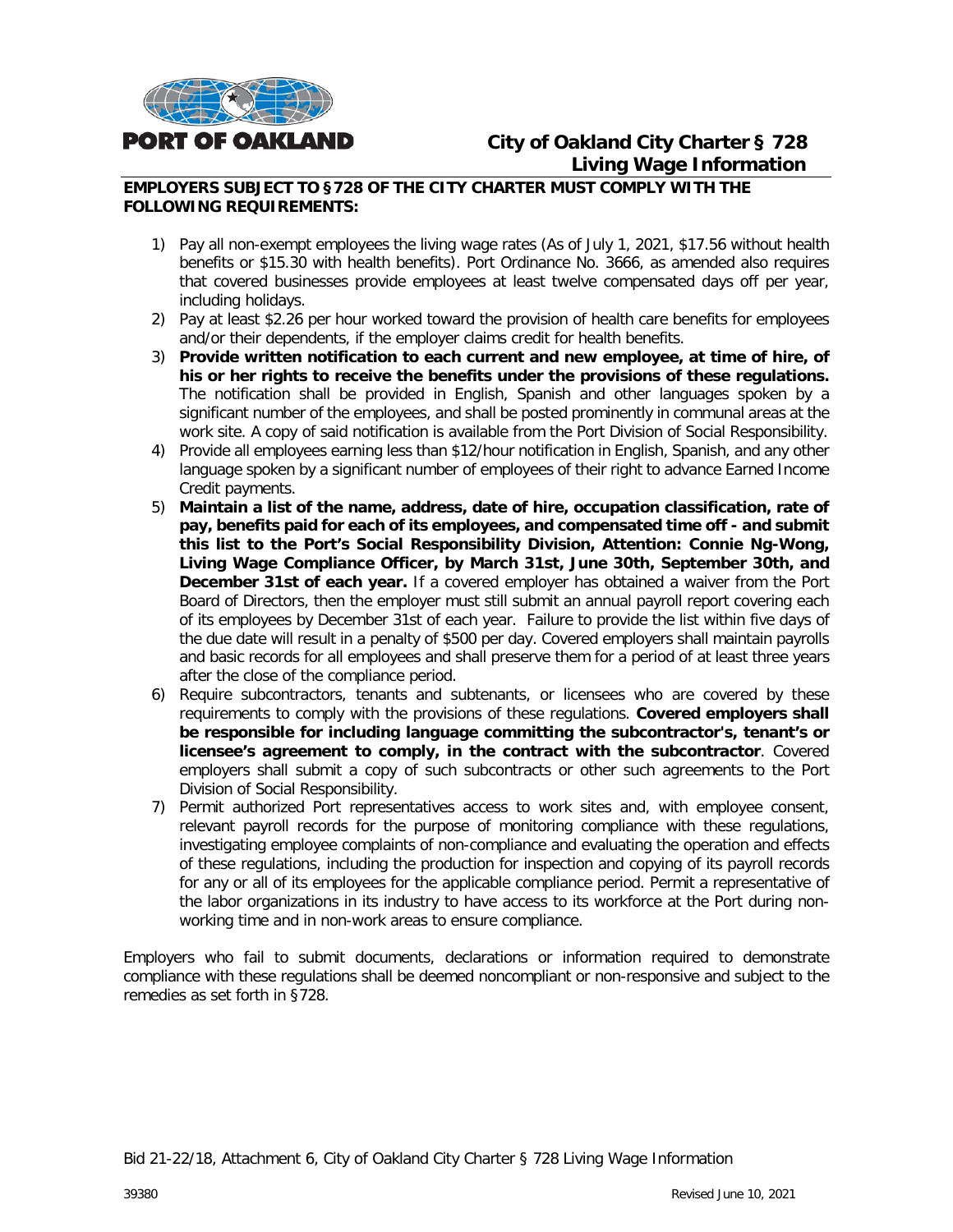**PORT OF OAKLAND**

# City of Oakland City Charter § 728 Living Wage Information

**EMPLOYERS SUBJECT TO §728 OF THE CITY CHARTER MUST COMPLY WITH THE FOLLOWING REQUIREMENTS:**

1) Pay all non-exempt employees the living wage rates (As of July 1, 2021, $17.56 without health benefits or $15.30 with health benefits). Port Ordinance No. 3666, as amended also requires that covered businesses provide employees at least twelve compensated days off per year, including holidays.
2) Pay at least $2.26 per hour worked toward the provision of health care benefits for employees and/or their dependents, if the employer claims credit for health benefits.
3) **Provide written notification to each current and new employee, at time of hire, of his or her rights to receive the benefits under the provisions of these regulations.** The notification shall be provided in English, Spanish and other languages spoken by a significant number of the employees, and shall be posted prominently in communal areas at the work site. A copy of said notification is available from the Port Division of Social Responsibility.
4) Provide all employees earning less than $12/hour notification in English, Spanish, and any other language spoken by a significant number of employees of their right to advance Earned Income Credit payments.
5) **Maintain a list of the name, address, date of hire, occupation classification, rate of pay, benefits paid for each of its employees, and compensated time off - and submit this list to the Port's Social Responsibility Division, Attention: Connie Ng-Wong, Living Wage Compliance Officer, by March 31st, June 30th, September 30th, and December 31st of each year.** If a covered employer has obtained a waiver from the Port Board of Directors, then the employer must still submit an annual payroll report covering each of its employees by December 31st of each year. Failure to provide the list within five days of the due date will result in a penalty of $500 per day. Covered employers shall maintain payrolls and basic records for all employees and shall preserve them for a period of at least three years after the close of the compliance period.
6) Require subcontractors, tenants and subtenants, or licensees who are covered by these requirements to comply with the provisions of these regulations. **Covered employers shall be responsible for including language committing the subcontractor's, tenant's or licensee's agreement to comply, in the contract with the subcontractor**. Covered employers shall submit a copy of such subcontracts or other such agreements to the Port Division of Social Responsibility.
7) Permit authorized Port representatives access to work sites and, with employee consent, relevant payroll records for the purpose of monitoring compliance with these regulations, investigating employee complaints of non-compliance and evaluating the operation and effects of these regulations, including the production for inspection and copying of its payroll records for any or all of its employees for the applicable compliance period. Permit a representative of the labor organizations in its industry to have access to its workforce at the Port during non-working time and in non-work areas to ensure compliance.

Employers who fail to submit documents, declarations or information required to demonstrate compliance with these regulations shall be deemed noncompliant or non-responsive and subject to the remedies as set forth in §728.

Bid 21-22/18, Attachment 6, City of Oakland City Charter § 728 Living Wage Information

39380 Revised June 10, 2021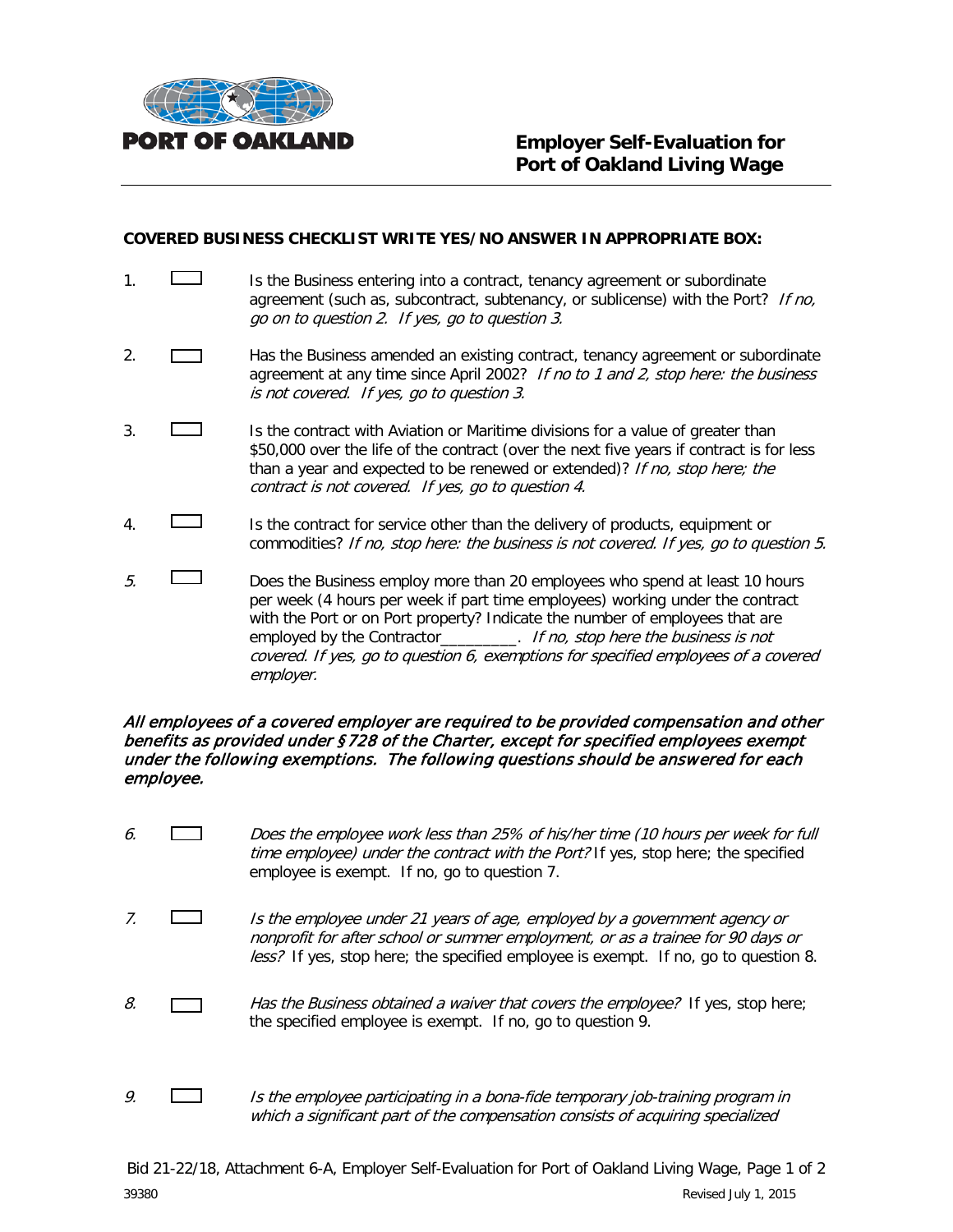**PORT OF OAKLAND**

# Employer Self-Evaluation for Port of Oakland Living Wage

**COVERED BUSINESS CHECKLIST WRITE YES/NO ANSWER IN APPROPRIATE BOX:**

1. ☐ Is the Business entering into a contract, tenancy agreement or subordinate agreement (such as, subcontract, subtenancy, or sublicense) with the Port? *If no, go on to question 2. If yes, go to question 3.*

2. ☐ Has the Business amended an existing contract, tenancy agreement or subordinate agreement at any time since April 2002? *If no to 1 and 2, stop here: the business is not covered. If yes, go to question 3.*

3. ☐ Is the contract with Aviation or Maritime divisions for a value of greater than $50,000 over the life of the contract (over the next five years if contract is for less than a year and expected to be renewed or extended)? *If no, stop here; the contract is not covered. If yes, go to question 4.*

4. ☐ Is the contract for service other than the delivery of products, equipment or commodities? *If no, stop here: the business is not covered. If yes, go to question 5.*

5. ☐ Does the Business employ more than 20 employees who spend at least 10 hours per week (4 hours per week if part time employees) working under the contract with the Port or on Port property? Indicate the number of employees that are employed by the Contractor_________. *If no, stop here the business is not covered. If yes, go to question 6, exemptions for specified employees of a covered employer.*

***All employees of a covered employer are required to be provided compensation and other benefits as provided under §728 of the Charter, except for specified employees exempt under the following exemptions. The following questions should be answered for each employee.***

6. ☐ *Does the employee work less than 25% of his/her time (10 hours per week for full time employee) under the contract with the Port?* If yes, stop here; the specified employee is exempt. If no, go to question 7.

7. ☐ *Is the employee under 21 years of age, employed by a government agency or nonprofit for after school or summer employment, or as a trainee for 90 days or less?* If yes, stop here; the specified employee is exempt. If no, go to question 8.

8. ☐ *Has the Business obtained a waiver that covers the employee?* If yes, stop here; the specified employee is exempt. If no, go to question 9.

9. ☐ *Is the employee participating in a bona-fide temporary job-training program in which a significant part of the compensation consists of acquiring specialized*

Bid 21-22/18, Attachment 6-A, Employer Self-Evaluation for Port of Oakland Living Wage, Page 1 of 2

39380 Revised July 1, 2015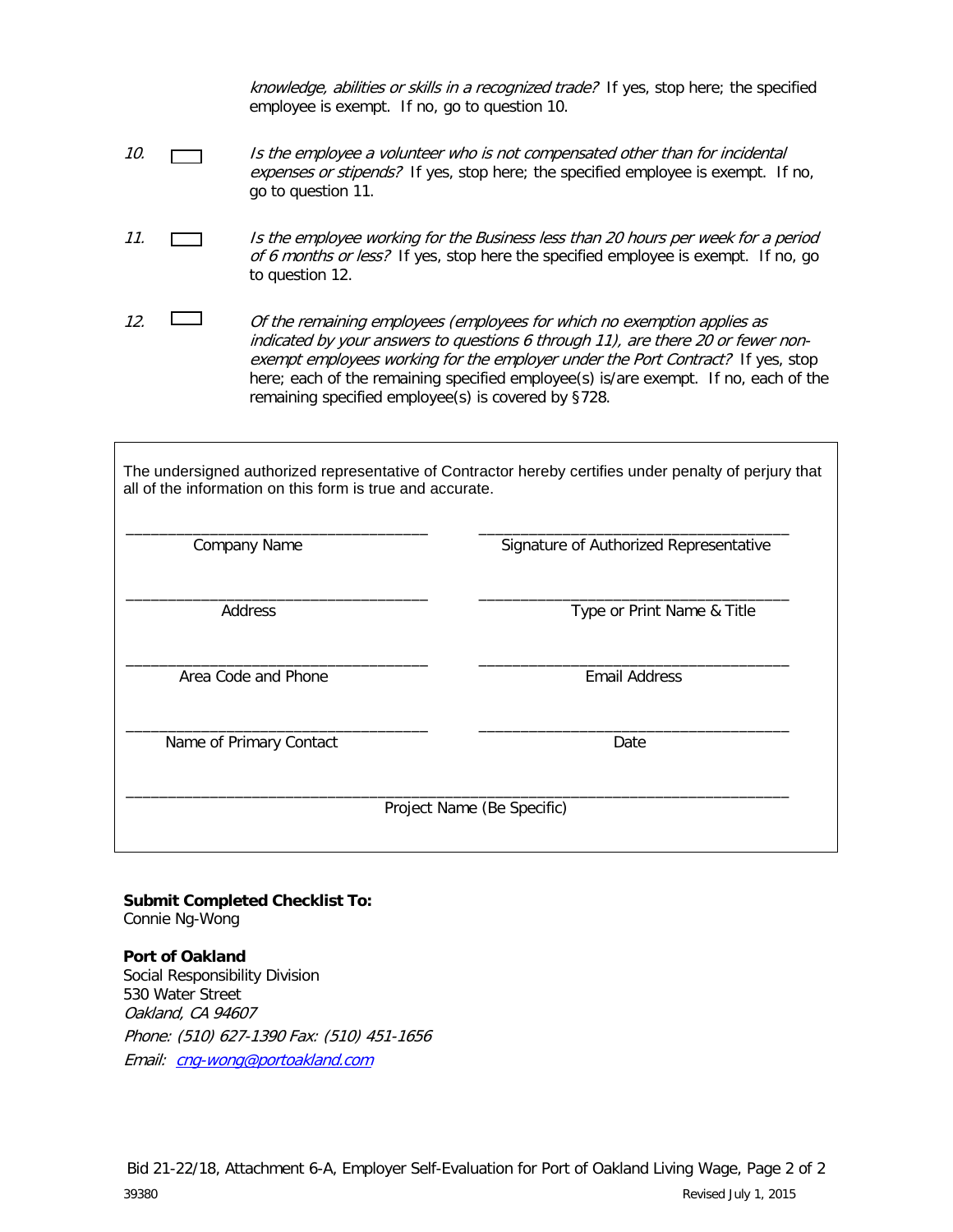*knowledge, abilities or skills in a recognized trade?* If yes, stop here; the specified employee is exempt. If no, go to question 10.

*10.* ☐ *Is the employee a volunteer who is not compensated other than for incidental expenses or stipends?* If yes, stop here; the specified employee is exempt. If no, go to question 11.

*11.* ☐ *Is the employee working for the Business less than 20 hours per week for a period of 6 months or less?* If yes, stop here the specified employee is exempt. If no, go to question 12.

*12.* ☐ *Of the remaining employees (employees for which no exemption applies as indicated by your answers to questions 6 through 11), are there 20 or fewer non-exempt employees working for the employer under the Port Contract?* If yes, stop here; each of the remaining specified employee(s) is/are exempt. If no, each of the remaining specified employee(s) is covered by §728.

The undersigned authorized representative of Contractor hereby certifies under penalty of perjury that all of the information on this form is true and accurate.

| | |
|---|---|
| ______________________________ | ______________________________ |
| Company Name | Signature of Authorized Representative |
| ______________________________ | ______________________________ |
| Address | Type or Print Name & Title |
| ______________________________ | ______________________________ |
| Area Code and Phone | Email Address |
| ______________________________ | ______________________________ |
| Name of Primary Contact | Date |

____________________________________________________________

Project Name (Be Specific)

**Submit Completed Checklist To:**
Connie Ng-Wong

**Port of Oakland**
Social Responsibility Division
530 Water Street
*Oakland, CA 94607*
*Phone: (510) 627-1390 Fax: (510) 451-1656*
*Email: cng-wong@portoakland.com*

Bid 21-22/18, Attachment 6-A, Employer Self-Evaluation for Port of Oakland Living Wage, Page 2 of 2

39380

Revised July 1, 2015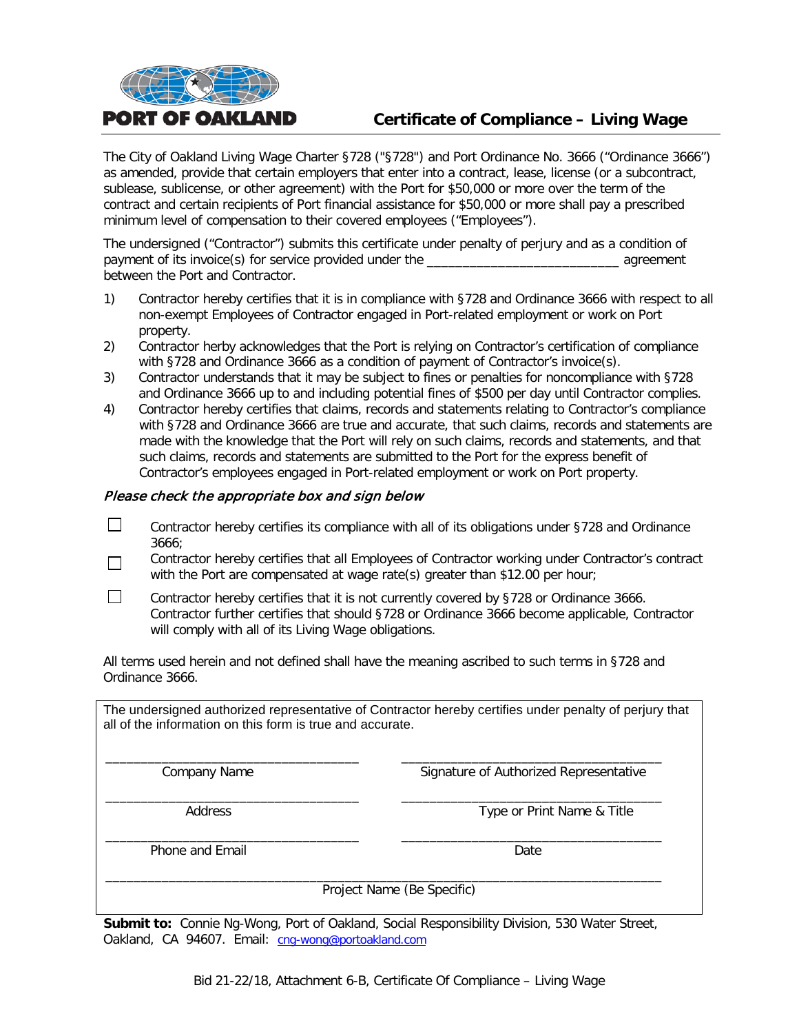**PORT OF OAKLAND**

# Certificate of Compliance – Living Wage

The City of Oakland Living Wage Charter §728 ("§728") and Port Ordinance No. 3666 ("Ordinance 3666") as amended, provide that certain employers that enter into a contract, lease, license (or a subcontract, sublease, sublicense, or other agreement) with the Port for $50,000 or more over the term of the contract and certain recipients of Port financial assistance for $50,000 or more shall pay a prescribed minimum level of compensation to their covered employees ("Employees").

The undersigned ("Contractor") submits this certificate under penalty of perjury and as a condition of payment of its invoice(s) for service provided under the ___________________________ agreement between the Port and Contractor.

1) Contractor hereby certifies that it is in compliance with §728 and Ordinance 3666 with respect to all non-exempt Employees of Contractor engaged in Port-related employment or work on Port property.
2) Contractor herby acknowledges that the Port is relying on Contractor's certification of compliance with §728 and Ordinance 3666 as a condition of payment of Contractor's invoice(s).
3) Contractor understands that it may be subject to fines or penalties for noncompliance with §728 and Ordinance 3666 up to and including potential fines of $500 per day until Contractor complies.
4) Contractor hereby certifies that claims, records and statements relating to Contractor's compliance with §728 and Ordinance 3666 are true and accurate, that such claims, records and statements are made with the knowledge that the Port will rely on such claims, records and statements, and that such claims, records and statements are submitted to the Port for the express benefit of Contractor's employees engaged in Port-related employment or work on Port property.

*Please check the appropriate box and sign below*

☐ Contractor hereby certifies its compliance with all of its obligations under §728 and Ordinance 3666;

☐ Contractor hereby certifies that all Employees of Contractor working under Contractor's contract with the Port are compensated at wage rate(s) greater than $12.00 per hour;

☐ Contractor hereby certifies that it is not currently covered by §728 or Ordinance 3666. Contractor further certifies that should §728 or Ordinance 3666 become applicable, Contractor will comply with all of its Living Wage obligations.

All terms used herein and not defined shall have the meaning ascribed to such terms in §728 and Ordinance 3666.

The undersigned authorized representative of Contractor hereby certifies under penalty of perjury that all of the information on this form is true and accurate.

| | |
|---|---|
| ______________________________ Company Name | ______________________________ Signature of Authorized Representative |
| ______________________________ Address | ______________________________ Type or Print Name & Title |
| ______________________________ Phone and Email | ______________________________ Date |

______________________________________________________________
Project Name (Be Specific)

**Submit to:** Connie Ng-Wong, Port of Oakland, Social Responsibility Division, 530 Water Street, Oakland, CA 94607. Email: cng-wong@portoakland.com

Bid 21-22/18, Attachment 6-B, Certificate Of Compliance – Living Wage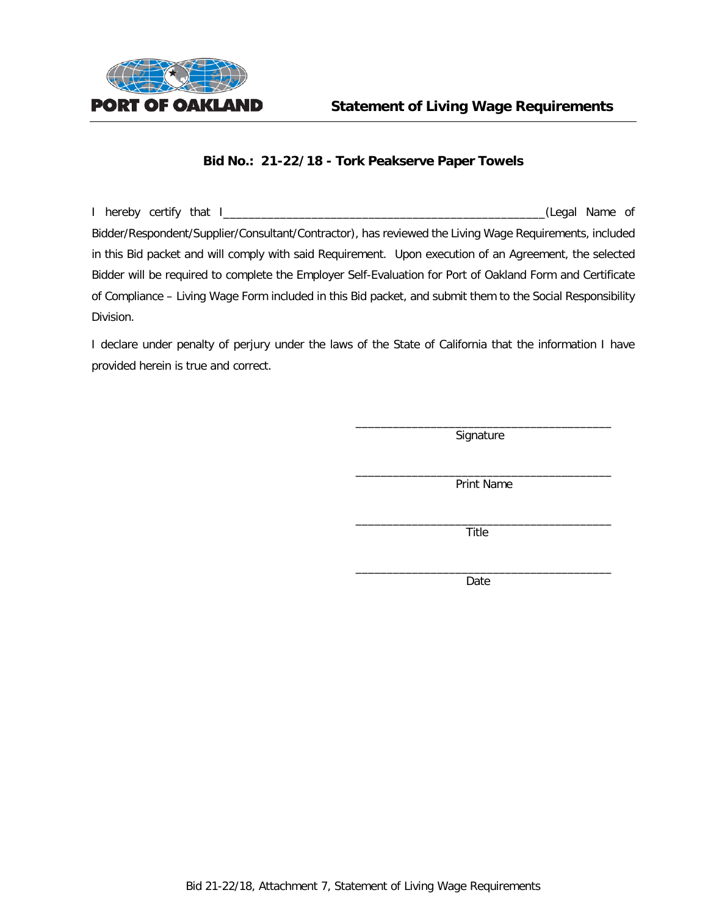PORT OF OAKLAND

# Statement of Living Wage Requirements

## Bid No.: 21-22/18 - Tork Peakserve Paper Towels

I hereby certify that I____________________________________________________(Legal Name of Bidder/Respondent/Supplier/Consultant/Contractor), has reviewed the Living Wage Requirements, included in this Bid packet and will comply with said Requirement. Upon execution of an Agreement, the selected Bidder will be required to complete the Employer Self-Evaluation for Port of Oakland Form and Certificate of Compliance – Living Wage Form included in this Bid packet, and submit them to the Social Responsibility Division.

I declare under penalty of perjury under the laws of the State of California that the information I have provided herein is true and correct.

__________________________________________
Signature

__________________________________________
Print Name

__________________________________________
Title

__________________________________________
Date

Bid 21-22/18, Attachment 7, Statement of Living Wage Requirements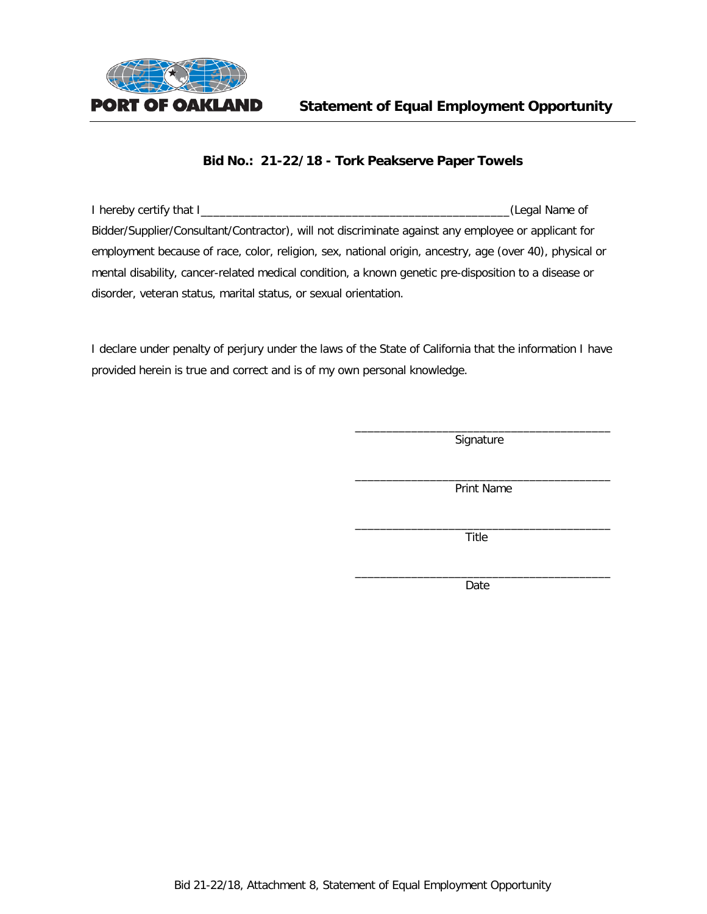PORT OF OAKLAND

# Statement of Equal Employment Opportunity

**Bid No.: 21-22/18 - Tork Peakserve Paper Towels**

I hereby certify that I_________________________________________________(Legal Name of Bidder/Supplier/Consultant/Contractor), will not discriminate against any employee or applicant for employment because of race, color, religion, sex, national origin, ancestry, age (over 40), physical or mental disability, cancer-related medical condition, a known genetic pre-disposition to a disease or disorder, veteran status, marital status, or sexual orientation.

I declare under penalty of perjury under the laws of the State of California that the information I have provided herein is true and correct and is of my own personal knowledge.

_________________________________________
Signature

_________________________________________
Print Name

_________________________________________
Title

_________________________________________
Date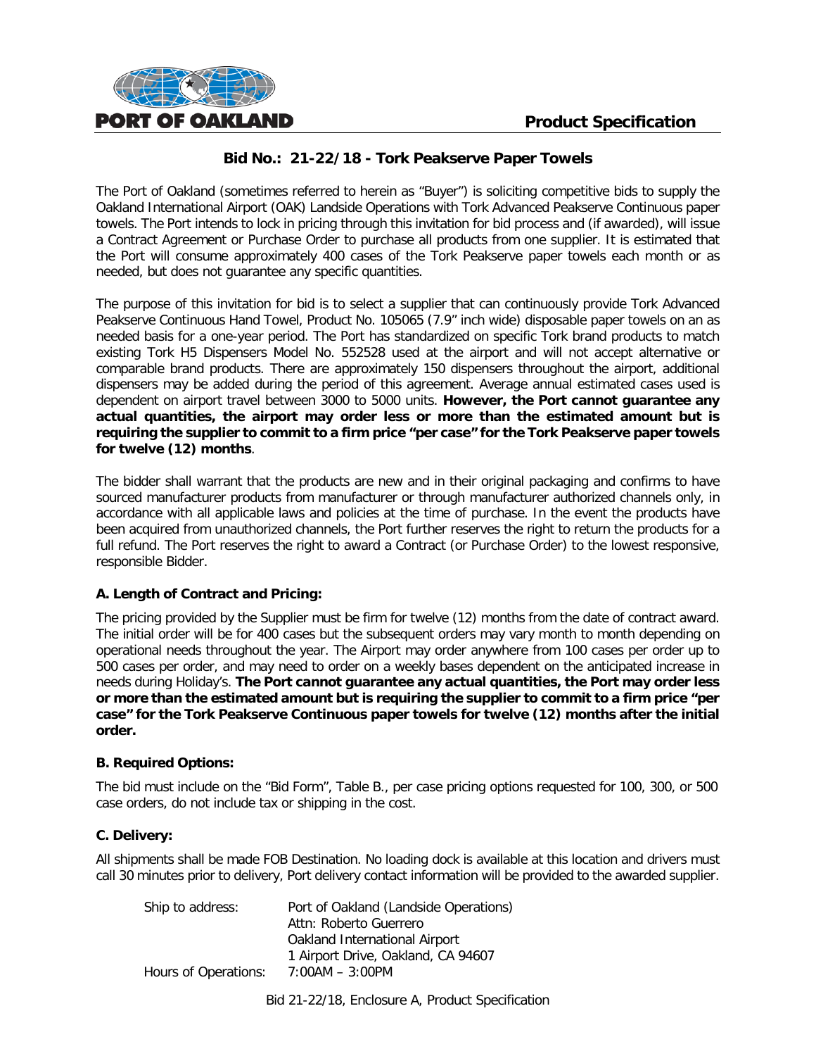**PORT OF OAKLAND**

**Product Specification**

## Bid No.: 21-22/18 - Tork Peakserve Paper Towels

The Port of Oakland (sometimes referred to herein as "Buyer") is soliciting competitive bids to supply the Oakland International Airport (OAK) Landside Operations with Tork Advanced Peakserve Continuous paper towels. The Port intends to lock in pricing through this invitation for bid process and (if awarded), will issue a Contract Agreement or Purchase Order to purchase all products from one supplier. It is estimated that the Port will consume approximately 400 cases of the Tork Peakserve paper towels each month or as needed, but does not guarantee any specific quantities.

The purpose of this invitation for bid is to select a supplier that can continuously provide Tork Advanced Peakserve Continuous Hand Towel, Product No. 105065 (7.9" inch wide) disposable paper towels on an as needed basis for a one-year period. The Port has standardized on specific Tork brand products to match existing Tork H5 Dispensers Model No. 552528 used at the airport and will not accept alternative or comparable brand products. There are approximately 150 dispensers throughout the airport, additional dispensers may be added during the period of this agreement. Average annual estimated cases used is dependent on airport travel between 3000 to 5000 units. **However, the Port cannot guarantee any actual quantities, the airport may order less or more than the estimated amount but is requiring the supplier to commit to a firm price "per case" for the Tork Peakserve paper towels for twelve (12) months**.

The bidder shall warrant that the products are new and in their original packaging and confirms to have sourced manufacturer products from manufacturer or through manufacturer authorized channels only, in accordance with all applicable laws and policies at the time of purchase. In the event the products have been acquired from unauthorized channels, the Port further reserves the right to return the products for a full refund. The Port reserves the right to award a Contract (or Purchase Order) to the lowest responsive, responsible Bidder.

### A. Length of Contract and Pricing:

The pricing provided by the Supplier must be firm for twelve (12) months from the date of contract award. The initial order will be for 400 cases but the subsequent orders may vary month to month depending on operational needs throughout the year. The Airport may order anywhere from 100 cases per order up to 500 cases per order, and may need to order on a weekly bases dependent on the anticipated increase in needs during Holiday's. **The Port cannot guarantee any actual quantities, the Port may order less or more than the estimated amount but is requiring the supplier to commit to a firm price "per case" for the Tork Peakserve Continuous paper towels for twelve (12) months after the initial order.**

### B. Required Options:

The bid must include on the "Bid Form", Table B., per case pricing options requested for 100, 300, or 500 case orders, do not include tax or shipping in the cost.

### C. Delivery:

All shipments shall be made FOB Destination. No loading dock is available at this location and drivers must call 30 minutes prior to delivery, Port delivery contact information will be provided to the awarded supplier.

| | |
|---|---|
| Ship to address: | Port of Oakland (Landside Operations)<br>Attn: Roberto Guerrero<br>Oakland International Airport<br>1 Airport Drive, Oakland, CA 94607 |
| Hours of Operations: | 7:00AM – 3:00PM |

Bid 21-22/18, Enclosure A, Product Specification